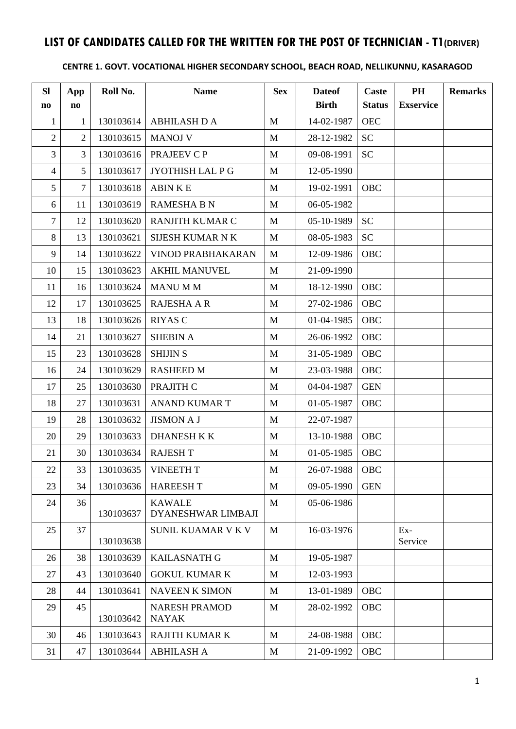# LIST OF CANDIDATES CALLED FOR THE WRITTEN FOR THE POST OF TECHNICIAN - T1(DRIVER)

**CENTRE 1. GOVT. VOCATIONAL HIGHER SECONDARY SCHOOL, BEACH ROAD, NELLIKUNNU, KASARAGOD**

| Sl no | App no | Roll No. | Name | Sex | Dateof Birth | Caste Status | PH Exservice | Remarks |
|---|---|---|---|---|---|---|---|---|
| 1 | 1 | 130103614 | ABHILASH D A | M | 14-02-1987 | OEC | | |
| 2 | 2 | 130103615 | MANOJ V | M | 28-12-1982 | SC | | |
| 3 | 3 | 130103616 | PRAJEEV C P | M | 09-08-1991 | SC | | |
| 4 | 5 | 130103617 | JYOTHISH LAL P G | M | 12-05-1990 | | | |
| 5 | 7 | 130103618 | ABIN K E | M | 19-02-1991 | OBC | | |
| 6 | 11 | 130103619 | RAMESHA B N | M | 06-05-1982 | | | |
| 7 | 12 | 130103620 | RANJITH KUMAR C | M | 05-10-1989 | SC | | |
| 8 | 13 | 130103621 | SIJESH KUMAR N K | M | 08-05-1983 | SC | | |
| 9 | 14 | 130103622 | VINOD PRABHAKARAN | M | 12-09-1986 | OBC | | |
| 10 | 15 | 130103623 | AKHIL MANUVEL | M | 21-09-1990 | | | |
| 11 | 16 | 130103624 | MANU M M | M | 18-12-1990 | OBC | | |
| 12 | 17 | 130103625 | RAJESHA A R | M | 27-02-1986 | OBC | | |
| 13 | 18 | 130103626 | RIYAS C | M | 01-04-1985 | OBC | | |
| 14 | 21 | 130103627 | SHEBIN A | M | 26-06-1992 | OBC | | |
| 15 | 23 | 130103628 | SHIJIN S | M | 31-05-1989 | OBC | | |
| 16 | 24 | 130103629 | RASHEED M | M | 23-03-1988 | OBC | | |
| 17 | 25 | 130103630 | PRAJITH C | M | 04-04-1987 | GEN | | |
| 18 | 27 | 130103631 | ANAND KUMAR T | M | 01-05-1987 | OBC | | |
| 19 | 28 | 130103632 | JISMON A J | M | 22-07-1987 | | | |
| 20 | 29 | 130103633 | DHANESH K K | M | 13-10-1988 | OBC | | |
| 21 | 30 | 130103634 | RAJESH T | M | 01-05-1985 | OBC | | |
| 22 | 33 | 130103635 | VINEETH T | M | 26-07-1988 | OBC | | |
| 23 | 34 | 130103636 | HAREESH T | M | 09-05-1990 | GEN | | |
| 24 | 36 | 130103637 | KAWALE DYANESHWAR LIMBAJI | M | 05-06-1986 | | | |
| 25 | 37 | 130103638 | SUNIL KUAMAR V K V | M | 16-03-1976 | | Ex-Service | |
| 26 | 38 | 130103639 | KAILASNATH G | M | 19-05-1987 | | | |
| 27 | 43 | 130103640 | GOKUL KUMAR K | M | 12-03-1993 | | | |
| 28 | 44 | 130103641 | NAVEEN K SIMON | M | 13-01-1989 | OBC | | |
| 29 | 45 | 130103642 | NARESH PRAMOD NAYAK | M | 28-02-1992 | OBC | | |
| 30 | 46 | 130103643 | RAJITH KUMAR K | M | 24-08-1988 | OBC | | |
| 31 | 47 | 130103644 | ABHILASH A | M | 21-09-1992 | OBC | | |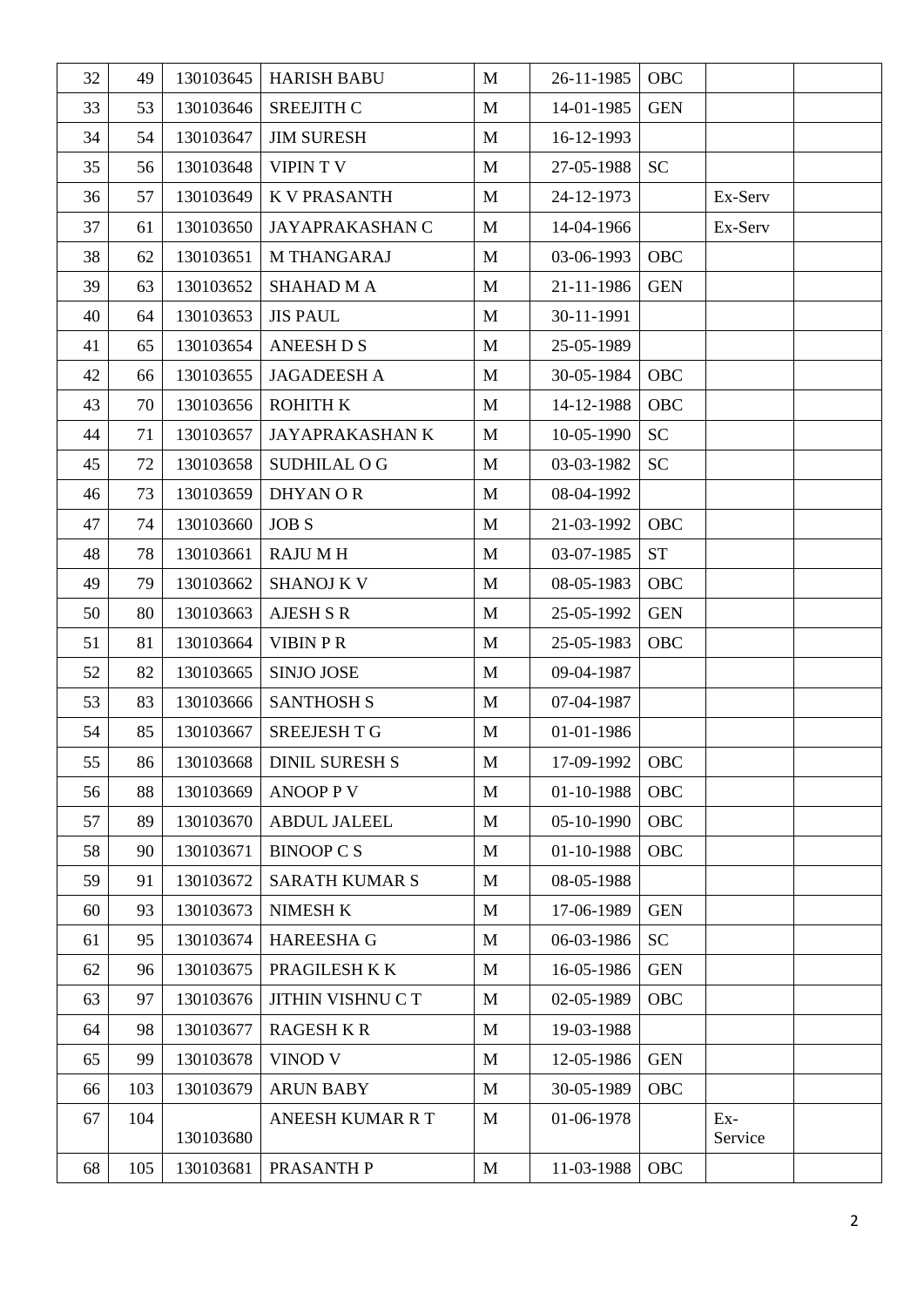| | | | | | | | | |
|---|---|---|---|---|---|---|---|---|
| 32 | 49 | 130103645 | HARISH BABU | M | 26-11-1985 | OBC | | |
| 33 | 53 | 130103646 | SREEJITH C | M | 14-01-1985 | GEN | | |
| 34 | 54 | 130103647 | JIM SURESH | M | 16-12-1993 | | | |
| 35 | 56 | 130103648 | VIPIN T V | M | 27-05-1988 | SC | | |
| 36 | 57 | 130103649 | K V PRASANTH | M | 24-12-1973 | | Ex-Serv | |
| 37 | 61 | 130103650 | JAYAPRAKASHAN C | M | 14-04-1966 | | Ex-Serv | |
| 38 | 62 | 130103651 | M THANGARAJ | M | 03-06-1993 | OBC | | |
| 39 | 63 | 130103652 | SHAHAD M A | M | 21-11-1986 | GEN | | |
| 40 | 64 | 130103653 | JIS PAUL | M | 30-11-1991 | | | |
| 41 | 65 | 130103654 | ANEESH D S | M | 25-05-1989 | | | |
| 42 | 66 | 130103655 | JAGADEESH A | M | 30-05-1984 | OBC | | |
| 43 | 70 | 130103656 | ROHITH K | M | 14-12-1988 | OBC | | |
| 44 | 71 | 130103657 | JAYAPRAKASHAN K | M | 10-05-1990 | SC | | |
| 45 | 72 | 130103658 | SUDHILAL O G | M | 03-03-1982 | SC | | |
| 46 | 73 | 130103659 | DHYAN O R | M | 08-04-1992 | | | |
| 47 | 74 | 130103660 | JOB S | M | 21-03-1992 | OBC | | |
| 48 | 78 | 130103661 | RAJU M H | M | 03-07-1985 | ST | | |
| 49 | 79 | 130103662 | SHANOJ K V | M | 08-05-1983 | OBC | | |
| 50 | 80 | 130103663 | AJESH S R | M | 25-05-1992 | GEN | | |
| 51 | 81 | 130103664 | VIBIN P R | M | 25-05-1983 | OBC | | |
| 52 | 82 | 130103665 | SINJO JOSE | M | 09-04-1987 | | | |
| 53 | 83 | 130103666 | SANTHOSH S | M | 07-04-1987 | | | |
| 54 | 85 | 130103667 | SREEJESH T G | M | 01-01-1986 | | | |
| 55 | 86 | 130103668 | DINIL SURESH S | M | 17-09-1992 | OBC | | |
| 56 | 88 | 130103669 | ANOOP P V | M | 01-10-1988 | OBC | | |
| 57 | 89 | 130103670 | ABDUL JALEEL | M | 05-10-1990 | OBC | | |
| 58 | 90 | 130103671 | BINOOP C S | M | 01-10-1988 | OBC | | |
| 59 | 91 | 130103672 | SARATH KUMAR S | M | 08-05-1988 | | | |
| 60 | 93 | 130103673 | NIMESH K | M | 17-06-1989 | GEN | | |
| 61 | 95 | 130103674 | HAREESHA G | M | 06-03-1986 | SC | | |
| 62 | 96 | 130103675 | PRAGILESH K K | M | 16-05-1986 | GEN | | |
| 63 | 97 | 130103676 | JITHIN VISHNU C T | M | 02-05-1989 | OBC | | |
| 64 | 98 | 130103677 | RAGESH K R | M | 19-03-1988 | | | |
| 65 | 99 | 130103678 | VINOD V | M | 12-05-1986 | GEN | | |
| 66 | 103 | 130103679 | ARUN BABY | M | 30-05-1989 | OBC | | |
| 67 | 104 | 130103680 | ANEESH KUMAR R T | M | 01-06-1978 | | Ex-Service | |
| 68 | 105 | 130103681 | PRASANTH P | M | 11-03-1988 | OBC | | |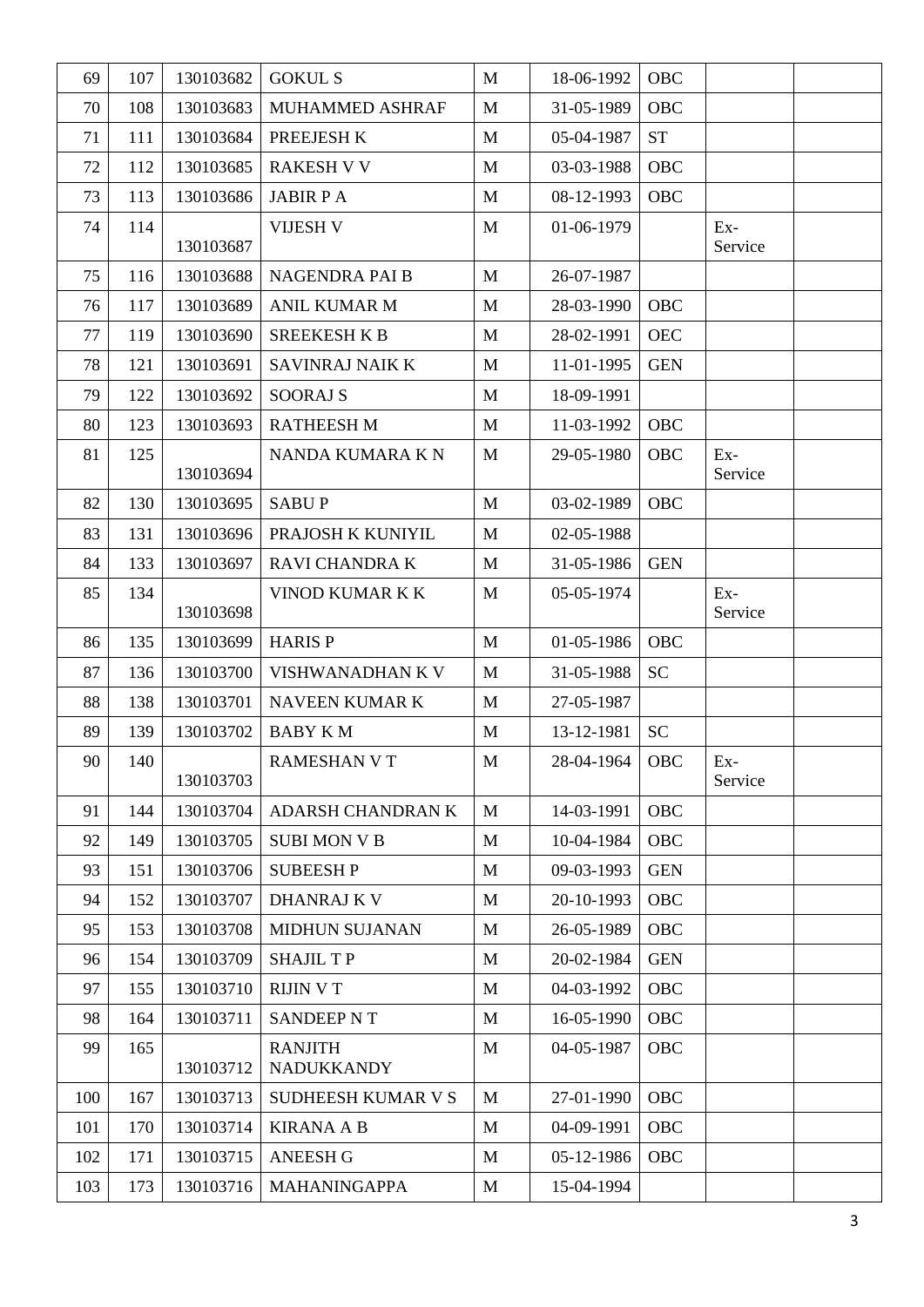| 69 | 107 | 130103682 | GOKUL S | M | 18-06-1992 | OBC | | |
|---|---|---|---|---|---|---|---|---|
| 70 | 108 | 130103683 | MUHAMMED ASHRAF | M | 31-05-1989 | OBC | | |
| 71 | 111 | 130103684 | PREEJESH K | M | 05-04-1987 | ST | | |
| 72 | 112 | 130103685 | RAKESH V V | M | 03-03-1988 | OBC | | |
| 73 | 113 | 130103686 | JABIR P A | M | 08-12-1993 | OBC | | |
| 74 | 114 | 130103687 | VIJESH V | M | 01-06-1979 | | Ex-Service | |
| 75 | 116 | 130103688 | NAGENDRA PAI B | M | 26-07-1987 | | | |
| 76 | 117 | 130103689 | ANIL KUMAR M | M | 28-03-1990 | OBC | | |
| 77 | 119 | 130103690 | SREEKESH K B | M | 28-02-1991 | OEC | | |
| 78 | 121 | 130103691 | SAVINRAJ NAIK K | M | 11-01-1995 | GEN | | |
| 79 | 122 | 130103692 | SOORAJ S | M | 18-09-1991 | | | |
| 80 | 123 | 130103693 | RATHEESH M | M | 11-03-1992 | OBC | | |
| 81 | 125 | 130103694 | NANDA KUMARA K N | M | 29-05-1980 | OBC | Ex-Service | |
| 82 | 130 | 130103695 | SABU P | M | 03-02-1989 | OBC | | |
| 83 | 131 | 130103696 | PRAJOSH K KUNIYIL | M | 02-05-1988 | | | |
| 84 | 133 | 130103697 | RAVI CHANDRA K | M | 31-05-1986 | GEN | | |
| 85 | 134 | 130103698 | VINOD KUMAR K K | M | 05-05-1974 | | Ex-Service | |
| 86 | 135 | 130103699 | HARIS P | M | 01-05-1986 | OBC | | |
| 87 | 136 | 130103700 | VISHWANADHAN K V | M | 31-05-1988 | SC | | |
| 88 | 138 | 130103701 | NAVEEN KUMAR K | M | 27-05-1987 | | | |
| 89 | 139 | 130103702 | BABY K M | M | 13-12-1981 | SC | | |
| 90 | 140 | 130103703 | RAMESHAN V T | M | 28-04-1964 | OBC | Ex-Service | |
| 91 | 144 | 130103704 | ADARSH CHANDRAN K | M | 14-03-1991 | OBC | | |
| 92 | 149 | 130103705 | SUBI MON V B | M | 10-04-1984 | OBC | | |
| 93 | 151 | 130103706 | SUBEESH P | M | 09-03-1993 | GEN | | |
| 94 | 152 | 130103707 | DHANRAJ K V | M | 20-10-1993 | OBC | | |
| 95 | 153 | 130103708 | MIDHUN SUJANAN | M | 26-05-1989 | OBC | | |
| 96 | 154 | 130103709 | SHAJIL T P | M | 20-02-1984 | GEN | | |
| 97 | 155 | 130103710 | RIJIN V T | M | 04-03-1992 | OBC | | |
| 98 | 164 | 130103711 | SANDEEP N T | M | 16-05-1990 | OBC | | |
| 99 | 165 | 130103712 | RANJITH NADUKKANDY | M | 04-05-1987 | OBC | | |
| 100 | 167 | 130103713 | SUDHEESH KUMAR V S | M | 27-01-1990 | OBC | | |
| 101 | 170 | 130103714 | KIRANA A B | M | 04-09-1991 | OBC | | |
| 102 | 171 | 130103715 | ANEESH G | M | 05-12-1986 | OBC | | |
| 103 | 173 | 130103716 | MAHANINGAPPA | M | 15-04-1994 | | | |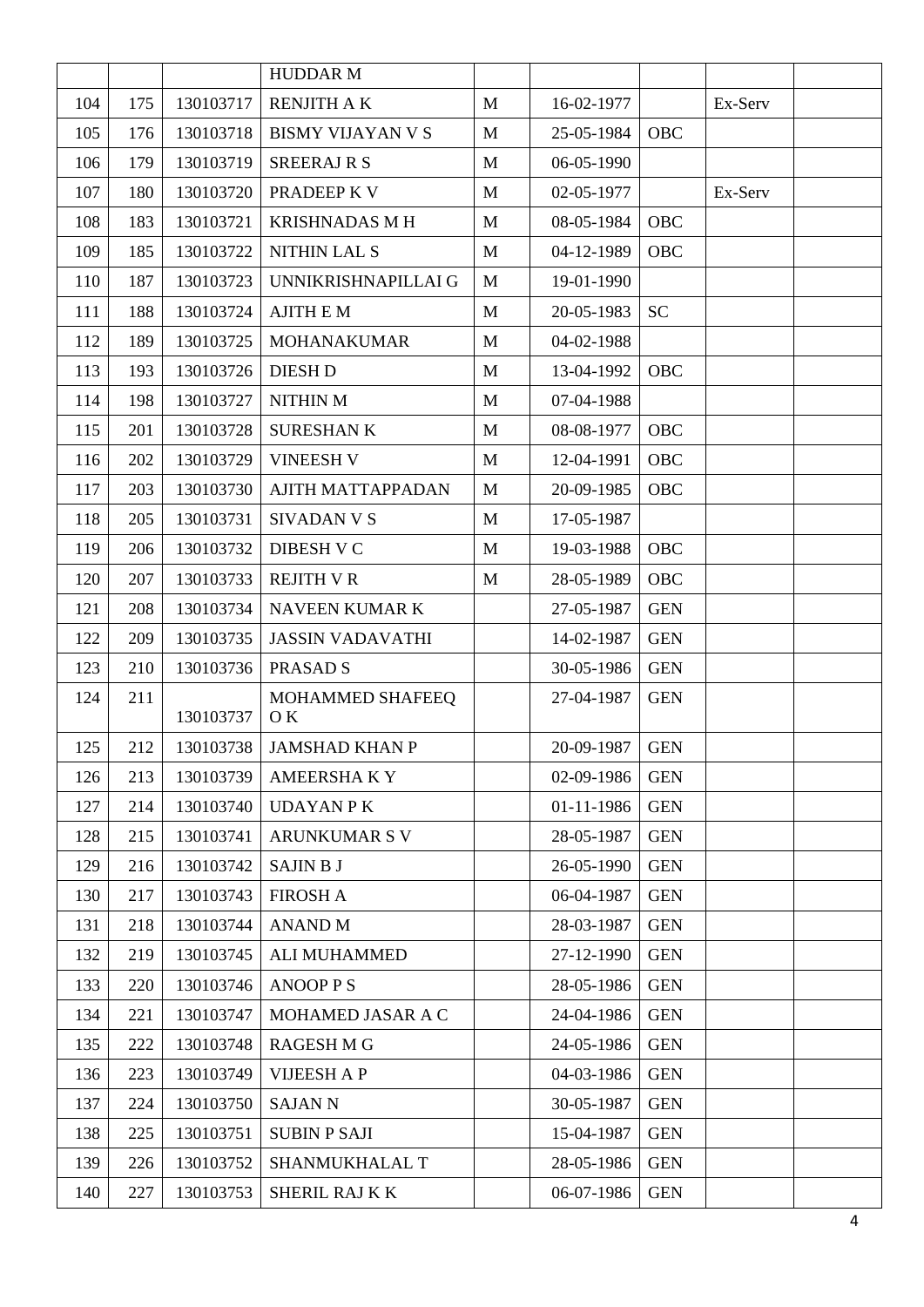| | | | HUDDAR M | | | | | |
|---|---|---|---|---|---|---|---|---|
| 104 | 175 | 130103717 | RENJITH A K | M | 16-02-1977 | | Ex-Serv | |
| 105 | 176 | 130103718 | BISMY VIJAYAN V S | M | 25-05-1984 | OBC | | |
| 106 | 179 | 130103719 | SREERAJ R S | M | 06-05-1990 | | | |
| 107 | 180 | 130103720 | PRADEEP K V | M | 02-05-1977 | | Ex-Serv | |
| 108 | 183 | 130103721 | KRISHNADAS M H | M | 08-05-1984 | OBC | | |
| 109 | 185 | 130103722 | NITHIN LAL S | M | 04-12-1989 | OBC | | |
| 110 | 187 | 130103723 | UNNIKRISHNAPILLAI G | M | 19-01-1990 | | | |
| 111 | 188 | 130103724 | AJITH E M | M | 20-05-1983 | SC | | |
| 112 | 189 | 130103725 | MOHANAKUMAR | M | 04-02-1988 | | | |
| 113 | 193 | 130103726 | DIESH D | M | 13-04-1992 | OBC | | |
| 114 | 198 | 130103727 | NITHIN M | M | 07-04-1988 | | | |
| 115 | 201 | 130103728 | SURESHAN K | M | 08-08-1977 | OBC | | |
| 116 | 202 | 130103729 | VINEESH V | M | 12-04-1991 | OBC | | |
| 117 | 203 | 130103730 | AJITH MATTAPPADAN | M | 20-09-1985 | OBC | | |
| 118 | 205 | 130103731 | SIVADAN V S | M | 17-05-1987 | | | |
| 119 | 206 | 130103732 | DIBESH V C | M | 19-03-1988 | OBC | | |
| 120 | 207 | 130103733 | REJITH V R | M | 28-05-1989 | OBC | | |
| 121 | 208 | 130103734 | NAVEEN KUMAR K | | 27-05-1987 | GEN | | |
| 122 | 209 | 130103735 | JASSIN VADAVATHI | | 14-02-1987 | GEN | | |
| 123 | 210 | 130103736 | PRASAD S | | 30-05-1986 | GEN | | |
| 124 | 211 | 130103737 | MOHAMMED SHAFEEQ O K | | 27-04-1987 | GEN | | |
| 125 | 212 | 130103738 | JAMSHAD KHAN P | | 20-09-1987 | GEN | | |
| 126 | 213 | 130103739 | AMEERSHA K Y | | 02-09-1986 | GEN | | |
| 127 | 214 | 130103740 | UDAYAN P K | | 01-11-1986 | GEN | | |
| 128 | 215 | 130103741 | ARUNKUMAR S V | | 28-05-1987 | GEN | | |
| 129 | 216 | 130103742 | SAJIN B J | | 26-05-1990 | GEN | | |
| 130 | 217 | 130103743 | FIROSH A | | 06-04-1987 | GEN | | |
| 131 | 218 | 130103744 | ANAND M | | 28-03-1987 | GEN | | |
| 132 | 219 | 130103745 | ALI MUHAMMED | | 27-12-1990 | GEN | | |
| 133 | 220 | 130103746 | ANOOP P S | | 28-05-1986 | GEN | | |
| 134 | 221 | 130103747 | MOHAMED JASAR A C | | 24-04-1986 | GEN | | |
| 135 | 222 | 130103748 | RAGESH M G | | 24-05-1986 | GEN | | |
| 136 | 223 | 130103749 | VIJEESH A P | | 04-03-1986 | GEN | | |
| 137 | 224 | 130103750 | SAJAN N | | 30-05-1987 | GEN | | |
| 138 | 225 | 130103751 | SUBIN P SAJI | | 15-04-1987 | GEN | | |
| 139 | 226 | 130103752 | SHANMUKHALAL T | | 28-05-1986 | GEN | | |
| 140 | 227 | 130103753 | SHERIL RAJ K K | | 06-07-1986 | GEN | | |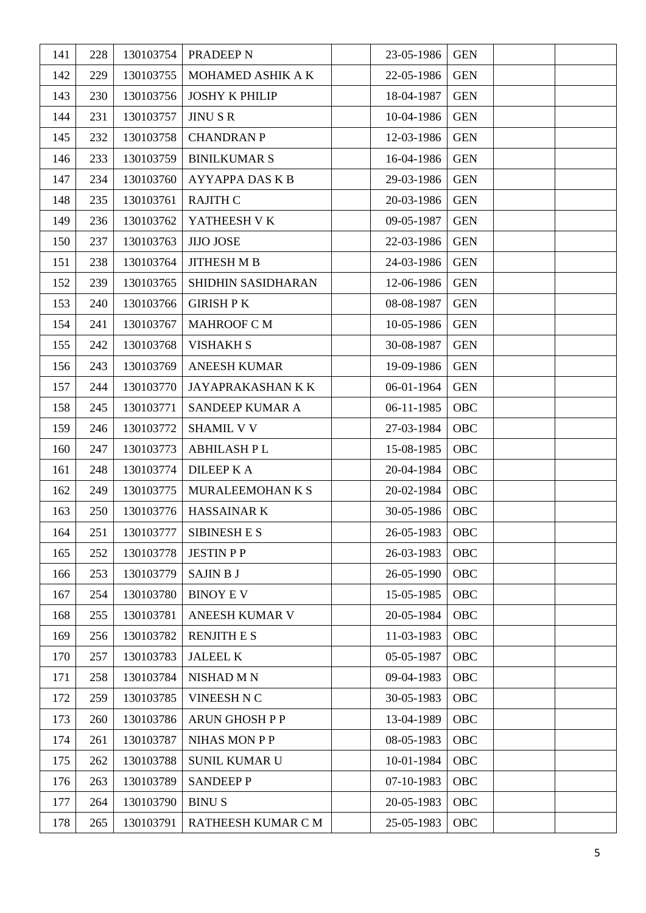| 141 | 228 | 130103754 | PRADEEP N | | 23-05-1986 | GEN | | |
|---|---|---|---|---|---|---|---|---|
| 142 | 229 | 130103755 | MOHAMED ASHIK A K | | 22-05-1986 | GEN | | |
| 143 | 230 | 130103756 | JOSHY K PHILIP | | 18-04-1987 | GEN | | |
| 144 | 231 | 130103757 | JINU S R | | 10-04-1986 | GEN | | |
| 145 | 232 | 130103758 | CHANDRAN P | | 12-03-1986 | GEN | | |
| 146 | 233 | 130103759 | BINILKUMAR S | | 16-04-1986 | GEN | | |
| 147 | 234 | 130103760 | AYYAPPA DAS K B | | 29-03-1986 | GEN | | |
| 148 | 235 | 130103761 | RAJITH C | | 20-03-1986 | GEN | | |
| 149 | 236 | 130103762 | YATHEESH V K | | 09-05-1987 | GEN | | |
| 150 | 237 | 130103763 | JIJO JOSE | | 22-03-1986 | GEN | | |
| 151 | 238 | 130103764 | JITHESH M B | | 24-03-1986 | GEN | | |
| 152 | 239 | 130103765 | SHIDHIN SASIDHARAN | | 12-06-1986 | GEN | | |
| 153 | 240 | 130103766 | GIRISH P K | | 08-08-1987 | GEN | | |
| 154 | 241 | 130103767 | MAHROOF C M | | 10-05-1986 | GEN | | |
| 155 | 242 | 130103768 | VISHAKH S | | 30-08-1987 | GEN | | |
| 156 | 243 | 130103769 | ANEESH KUMAR | | 19-09-1986 | GEN | | |
| 157 | 244 | 130103770 | JAYAPRAKASHAN K K | | 06-01-1964 | GEN | | |
| 158 | 245 | 130103771 | SANDEEP KUMAR A | | 06-11-1985 | OBC | | |
| 159 | 246 | 130103772 | SHAMIL V V | | 27-03-1984 | OBC | | |
| 160 | 247 | 130103773 | ABHILASH P L | | 15-08-1985 | OBC | | |
| 161 | 248 | 130103774 | DILEEP K A | | 20-04-1984 | OBC | | |
| 162 | 249 | 130103775 | MURALEEMOHAN K S | | 20-02-1984 | OBC | | |
| 163 | 250 | 130103776 | HASSAINAR K | | 30-05-1986 | OBC | | |
| 164 | 251 | 130103777 | SIBINESH E S | | 26-05-1983 | OBC | | |
| 165 | 252 | 130103778 | JESTIN P P | | 26-03-1983 | OBC | | |
| 166 | 253 | 130103779 | SAJIN B J | | 26-05-1990 | OBC | | |
| 167 | 254 | 130103780 | BINOY E V | | 15-05-1985 | OBC | | |
| 168 | 255 | 130103781 | ANEESH KUMAR V | | 20-05-1984 | OBC | | |
| 169 | 256 | 130103782 | RENJITH E S | | 11-03-1983 | OBC | | |
| 170 | 257 | 130103783 | JALEEL K | | 05-05-1987 | OBC | | |
| 171 | 258 | 130103784 | NISHAD M N | | 09-04-1983 | OBC | | |
| 172 | 259 | 130103785 | VINEESH N C | | 30-05-1983 | OBC | | |
| 173 | 260 | 130103786 | ARUN GHOSH P P | | 13-04-1989 | OBC | | |
| 174 | 261 | 130103787 | NIHAS MON P P | | 08-05-1983 | OBC | | |
| 175 | 262 | 130103788 | SUNIL KUMAR U | | 10-01-1984 | OBC | | |
| 176 | 263 | 130103789 | SANDEEP P | | 07-10-1983 | OBC | | |
| 177 | 264 | 130103790 | BINU S | | 20-05-1983 | OBC | | |
| 178 | 265 | 130103791 | RATHEESH KUMAR C M | | 25-05-1983 | OBC | | |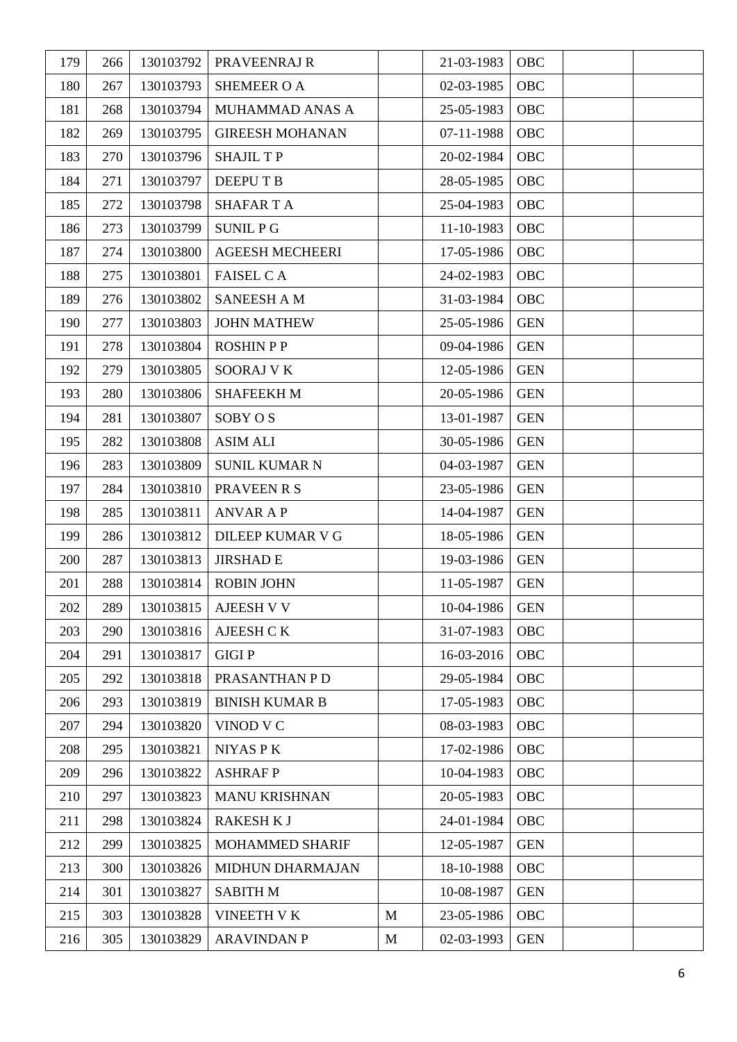| 179 | 266 | 130103792 | PRAVEENRAJ R | | 21-03-1983 | OBC | | |
|---|---|---|---|---|---|---|---|---|
| 180 | 267 | 130103793 | SHEMEER O A | | 02-03-1985 | OBC | | |
| 181 | 268 | 130103794 | MUHAMMAD ANAS A | | 25-05-1983 | OBC | | |
| 182 | 269 | 130103795 | GIREESH MOHANAN | | 07-11-1988 | OBC | | |
| 183 | 270 | 130103796 | SHAJIL T P | | 20-02-1984 | OBC | | |
| 184 | 271 | 130103797 | DEEPU T B | | 28-05-1985 | OBC | | |
| 185 | 272 | 130103798 | SHAFAR T A | | 25-04-1983 | OBC | | |
| 186 | 273 | 130103799 | SUNIL P G | | 11-10-1983 | OBC | | |
| 187 | 274 | 130103800 | AGEESH MECHEERI | | 17-05-1986 | OBC | | |
| 188 | 275 | 130103801 | FAISEL C A | | 24-02-1983 | OBC | | |
| 189 | 276 | 130103802 | SANEESH A M | | 31-03-1984 | OBC | | |
| 190 | 277 | 130103803 | JOHN MATHEW | | 25-05-1986 | GEN | | |
| 191 | 278 | 130103804 | ROSHIN P P | | 09-04-1986 | GEN | | |
| 192 | 279 | 130103805 | SOORAJ V K | | 12-05-1986 | GEN | | |
| 193 | 280 | 130103806 | SHAFEEKH M | | 20-05-1986 | GEN | | |
| 194 | 281 | 130103807 | SOBY O S | | 13-01-1987 | GEN | | |
| 195 | 282 | 130103808 | ASIM ALI | | 30-05-1986 | GEN | | |
| 196 | 283 | 130103809 | SUNIL KUMAR N | | 04-03-1987 | GEN | | |
| 197 | 284 | 130103810 | PRAVEEN R S | | 23-05-1986 | GEN | | |
| 198 | 285 | 130103811 | ANVAR A P | | 14-04-1987 | GEN | | |
| 199 | 286 | 130103812 | DILEEP KUMAR V G | | 18-05-1986 | GEN | | |
| 200 | 287 | 130103813 | JIRSHAD E | | 19-03-1986 | GEN | | |
| 201 | 288 | 130103814 | ROBIN JOHN | | 11-05-1987 | GEN | | |
| 202 | 289 | 130103815 | AJEESH V V | | 10-04-1986 | GEN | | |
| 203 | 290 | 130103816 | AJEESH C K | | 31-07-1983 | OBC | | |
| 204 | 291 | 130103817 | GIGI P | | 16-03-2016 | OBC | | |
| 205 | 292 | 130103818 | PRASANTHAN P D | | 29-05-1984 | OBC | | |
| 206 | 293 | 130103819 | BINISH KUMAR B | | 17-05-1983 | OBC | | |
| 207 | 294 | 130103820 | VINOD V C | | 08-03-1983 | OBC | | |
| 208 | 295 | 130103821 | NIYAS P K | | 17-02-1986 | OBC | | |
| 209 | 296 | 130103822 | ASHRAF P | | 10-04-1983 | OBC | | |
| 210 | 297 | 130103823 | MANU KRISHNAN | | 20-05-1983 | OBC | | |
| 211 | 298 | 130103824 | RAKESH K J | | 24-01-1984 | OBC | | |
| 212 | 299 | 130103825 | MOHAMMED SHARIF | | 12-05-1987 | GEN | | |
| 213 | 300 | 130103826 | MIDHUN DHARMAJAN | | 18-10-1988 | OBC | | |
| 214 | 301 | 130103827 | SABITH M | | 10-08-1987 | GEN | | |
| 215 | 303 | 130103828 | VINEETH V K | M | 23-05-1986 | OBC | | |
| 216 | 305 | 130103829 | ARAVINDAN P | M | 02-03-1993 | GEN | | |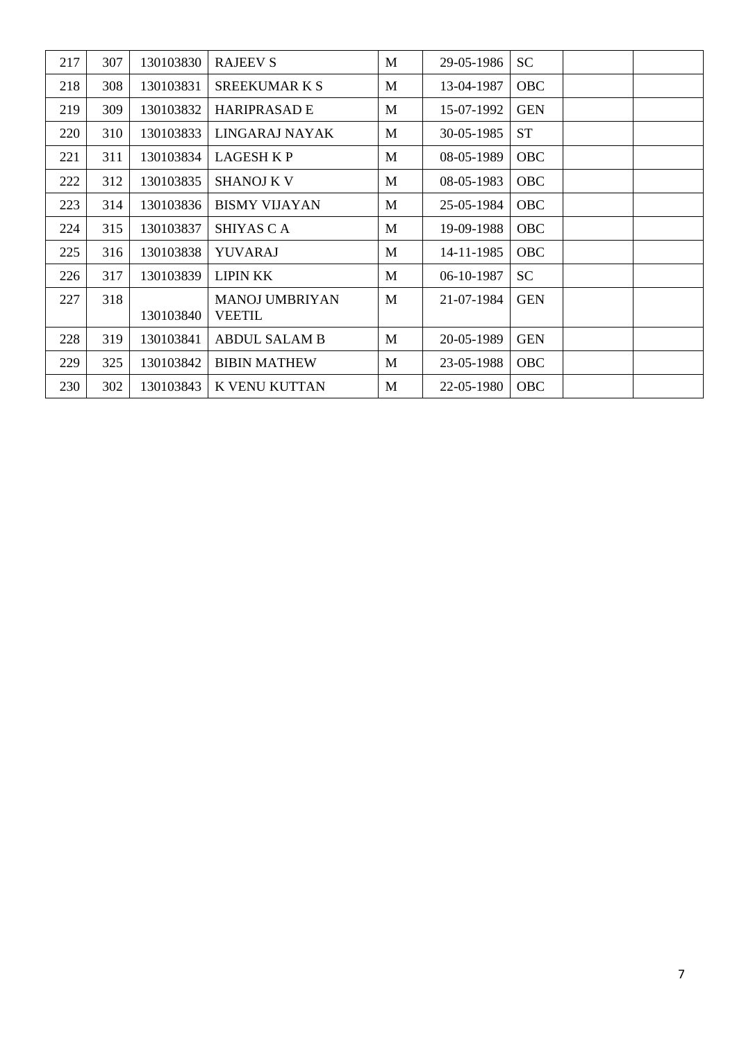| | | | | | | | | |
|---|---|---|---|---|---|---|---|---|
| 217 | 307 | 130103830 | RAJEEV S | M | 29-05-1986 | SC | | |
| 218 | 308 | 130103831 | SREEKUMAR K S | M | 13-04-1987 | OBC | | |
| 219 | 309 | 130103832 | HARIPRASAD E | M | 15-07-1992 | GEN | | |
| 220 | 310 | 130103833 | LINGARAJ NAYAK | M | 30-05-1985 | ST | | |
| 221 | 311 | 130103834 | LAGESH K P | M | 08-05-1989 | OBC | | |
| 222 | 312 | 130103835 | SHANOJ K V | M | 08-05-1983 | OBC | | |
| 223 | 314 | 130103836 | BISMY VIJAYAN | M | 25-05-1984 | OBC | | |
| 224 | 315 | 130103837 | SHIYAS C A | M | 19-09-1988 | OBC | | |
| 225 | 316 | 130103838 | YUVARAJ | M | 14-11-1985 | OBC | | |
| 226 | 317 | 130103839 | LIPIN KK | M | 06-10-1987 | SC | | |
| 227 | 318 | 130103840 | MANOJ UMBRIYAN VEETIL | M | 21-07-1984 | GEN | | |
| 228 | 319 | 130103841 | ABDUL SALAM B | M | 20-05-1989 | GEN | | |
| 229 | 325 | 130103842 | BIBIN MATHEW | M | 23-05-1988 | OBC | | |
| 230 | 302 | 130103843 | K VENU KUTTAN | M | 22-05-1980 | OBC | | |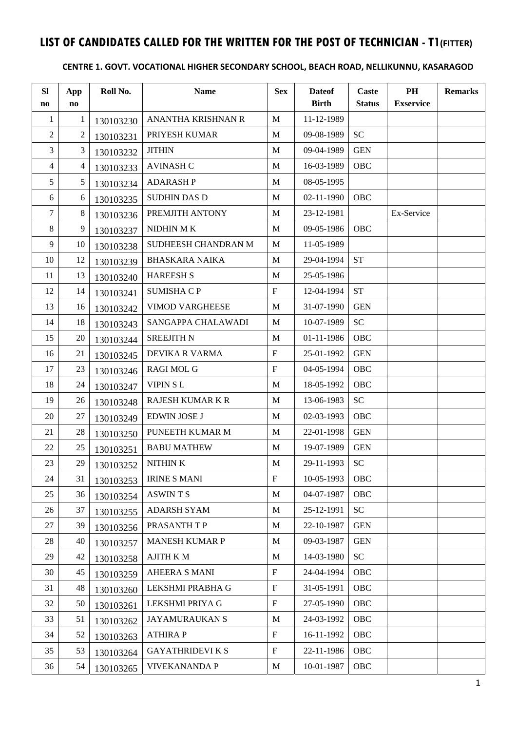# LIST OF CANDIDATES CALLED FOR THE WRITTEN FOR THE POST OF TECHNICIAN - T1(FITTER)

**CENTRE 1. GOVT. VOCATIONAL HIGHER SECONDARY SCHOOL, BEACH ROAD, NELLIKUNNU, KASARAGOD**

| Sl no | App no | Roll No. | Name | Sex | Dateof Birth | Caste Status | PH Exservice | Remarks |
|---|---|---|---|---|---|---|---|---|
| 1 | 1 | 130103230 | ANANTHA KRISHNAN R | M | 11-12-1989 | | | |
| 2 | 2 | 130103231 | PRIYESH KUMAR | M | 09-08-1989 | SC | | |
| 3 | 3 | 130103232 | JITHIN | M | 09-04-1989 | GEN | | |
| 4 | 4 | 130103233 | AVINASH C | M | 16-03-1989 | OBC | | |
| 5 | 5 | 130103234 | ADARASH P | M | 08-05-1995 | | | |
| 6 | 6 | 130103235 | SUDHIN DAS D | M | 02-11-1990 | OBC | | |
| 7 | 8 | 130103236 | PREMJITH ANTONY | M | 23-12-1981 | | Ex-Service | |
| 8 | 9 | 130103237 | NIDHIN M K | M | 09-05-1986 | OBC | | |
| 9 | 10 | 130103238 | SUDHEESH CHANDRAN M | M | 11-05-1989 | | | |
| 10 | 12 | 130103239 | BHASKARA NAIKA | M | 29-04-1994 | ST | | |
| 11 | 13 | 130103240 | HAREESH S | M | 25-05-1986 | | | |
| 12 | 14 | 130103241 | SUMISHA C P | F | 12-04-1994 | ST | | |
| 13 | 16 | 130103242 | VIMOD VARGHEESE | M | 31-07-1990 | GEN | | |
| 14 | 18 | 130103243 | SANGAPPA CHALAWADI | M | 10-07-1989 | SC | | |
| 15 | 20 | 130103244 | SREEJITH N | M | 01-11-1986 | OBC | | |
| 16 | 21 | 130103245 | DEVIKA R VARMA | F | 25-01-1992 | GEN | | |
| 17 | 23 | 130103246 | RAGI MOL G | F | 04-05-1994 | OBC | | |
| 18 | 24 | 130103247 | VIPIN S L | M | 18-05-1992 | OBC | | |
| 19 | 26 | 130103248 | RAJESH KUMAR K R | M | 13-06-1983 | SC | | |
| 20 | 27 | 130103249 | EDWIN JOSE J | M | 02-03-1993 | OBC | | |
| 21 | 28 | 130103250 | PUNEETH KUMAR M | M | 22-01-1998 | GEN | | |
| 22 | 25 | 130103251 | BABU MATHEW | M | 19-07-1989 | GEN | | |
| 23 | 29 | 130103252 | NITHIN K | M | 29-11-1993 | SC | | |
| 24 | 31 | 130103253 | IRINE S MANI | F | 10-05-1993 | OBC | | |
| 25 | 36 | 130103254 | ASWIN T S | M | 04-07-1987 | OBC | | |
| 26 | 37 | 130103255 | ADARSH SYAM | M | 25-12-1991 | SC | | |
| 27 | 39 | 130103256 | PRASANTH T P | M | 22-10-1987 | GEN | | |
| 28 | 40 | 130103257 | MANESH KUMAR P | M | 09-03-1987 | GEN | | |
| 29 | 42 | 130103258 | AJITH K M | M | 14-03-1980 | SC | | |
| 30 | 45 | 130103259 | AHEERA S MANI | F | 24-04-1994 | OBC | | |
| 31 | 48 | 130103260 | LEKSHMI PRABHA G | F | 31-05-1991 | OBC | | |
| 32 | 50 | 130103261 | LEKSHMI PRIYA G | F | 27-05-1990 | OBC | | |
| 33 | 51 | 130103262 | JAYAMURAUKAN S | M | 24-03-1992 | OBC | | |
| 34 | 52 | 130103263 | ATHIRA P | F | 16-11-1992 | OBC | | |
| 35 | 53 | 130103264 | GAYATHRIDEVI K S | F | 22-11-1986 | OBC | | |
| 36 | 54 | 130103265 | VIVEKANANDA P | M | 10-01-1987 | OBC | | |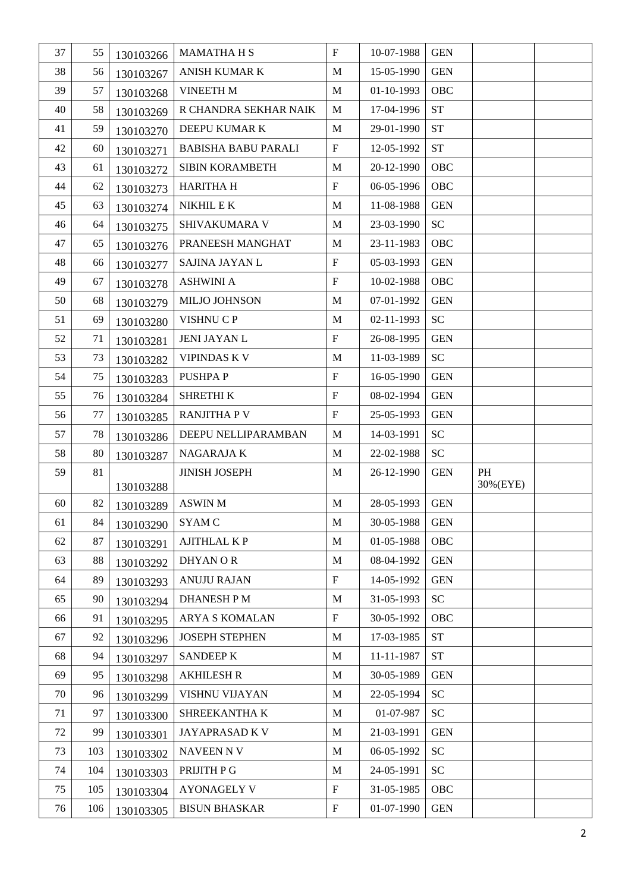| 37 | 55 | 130103266 | MAMATHA H S | F | 10-07-1988 | GEN | | |
|---|---|---|---|---|---|---|---|---|
| 38 | 56 | 130103267 | ANISH KUMAR K | M | 15-05-1990 | GEN | | |
| 39 | 57 | 130103268 | VINEETH M | M | 01-10-1993 | OBC | | |
| 40 | 58 | 130103269 | R CHANDRA SEKHAR NAIK | M | 17-04-1996 | ST | | |
| 41 | 59 | 130103270 | DEEPU KUMAR K | M | 29-01-1990 | ST | | |
| 42 | 60 | 130103271 | BABISHA BABU PARALI | F | 12-05-1992 | ST | | |
| 43 | 61 | 130103272 | SIBIN KORAMBETH | M | 20-12-1990 | OBC | | |
| 44 | 62 | 130103273 | HARITHA H | F | 06-05-1996 | OBC | | |
| 45 | 63 | 130103274 | NIKHIL E K | M | 11-08-1988 | GEN | | |
| 46 | 64 | 130103275 | SHIVAKUMARA V | M | 23-03-1990 | SC | | |
| 47 | 65 | 130103276 | PRANEESH MANGHAT | M | 23-11-1983 | OBC | | |
| 48 | 66 | 130103277 | SAJINA JAYAN L | F | 05-03-1993 | GEN | | |
| 49 | 67 | 130103278 | ASHWINI A | F | 10-02-1988 | OBC | | |
| 50 | 68 | 130103279 | MILJO JOHNSON | M | 07-01-1992 | GEN | | |
| 51 | 69 | 130103280 | VISHNU C P | M | 02-11-1993 | SC | | |
| 52 | 71 | 130103281 | JENI JAYAN L | F | 26-08-1995 | GEN | | |
| 53 | 73 | 130103282 | VIPINDAS K V | M | 11-03-1989 | SC | | |
| 54 | 75 | 130103283 | PUSHPA P | F | 16-05-1990 | GEN | | |
| 55 | 76 | 130103284 | SHRETHI K | F | 08-02-1994 | GEN | | |
| 56 | 77 | 130103285 | RANJITHA P V | F | 25-05-1993 | GEN | | |
| 57 | 78 | 130103286 | DEEPU NELLIPARAMBAN | M | 14-03-1991 | SC | | |
| 58 | 80 | 130103287 | NAGARAJA K | M | 22-02-1988 | SC | | |
| 59 | 81 | 130103288 | JINISH JOSEPH | M | 26-12-1990 | GEN | PH 30%(EYE) | |
| 60 | 82 | 130103289 | ASWIN M | M | 28-05-1993 | GEN | | |
| 61 | 84 | 130103290 | SYAM C | M | 30-05-1988 | GEN | | |
| 62 | 87 | 130103291 | AJITHLAL K P | M | 01-05-1988 | OBC | | |
| 63 | 88 | 130103292 | DHYAN O R | M | 08-04-1992 | GEN | | |
| 64 | 89 | 130103293 | ANUJU RAJAN | F | 14-05-1992 | GEN | | |
| 65 | 90 | 130103294 | DHANESH P M | M | 31-05-1993 | SC | | |
| 66 | 91 | 130103295 | ARYA S KOMALAN | F | 30-05-1992 | OBC | | |
| 67 | 92 | 130103296 | JOSEPH STEPHEN | M | 17-03-1985 | ST | | |
| 68 | 94 | 130103297 | SANDEEP K | M | 11-11-1987 | ST | | |
| 69 | 95 | 130103298 | AKHILESH R | M | 30-05-1989 | GEN | | |
| 70 | 96 | 130103299 | VISHNU VIJAYAN | M | 22-05-1994 | SC | | |
| 71 | 97 | 130103300 | SHREEKANTHA K | M | 01-07-987 | SC | | |
| 72 | 99 | 130103301 | JAYAPRASAD K V | M | 21-03-1991 | GEN | | |
| 73 | 103 | 130103302 | NAVEEN N V | M | 06-05-1992 | SC | | |
| 74 | 104 | 130103303 | PRIJITH P G | M | 24-05-1991 | SC | | |
| 75 | 105 | 130103304 | AYONAGELY V | F | 31-05-1985 | OBC | | |
| 76 | 106 | 130103305 | BISUN BHASKAR | F | 01-07-1990 | GEN | | |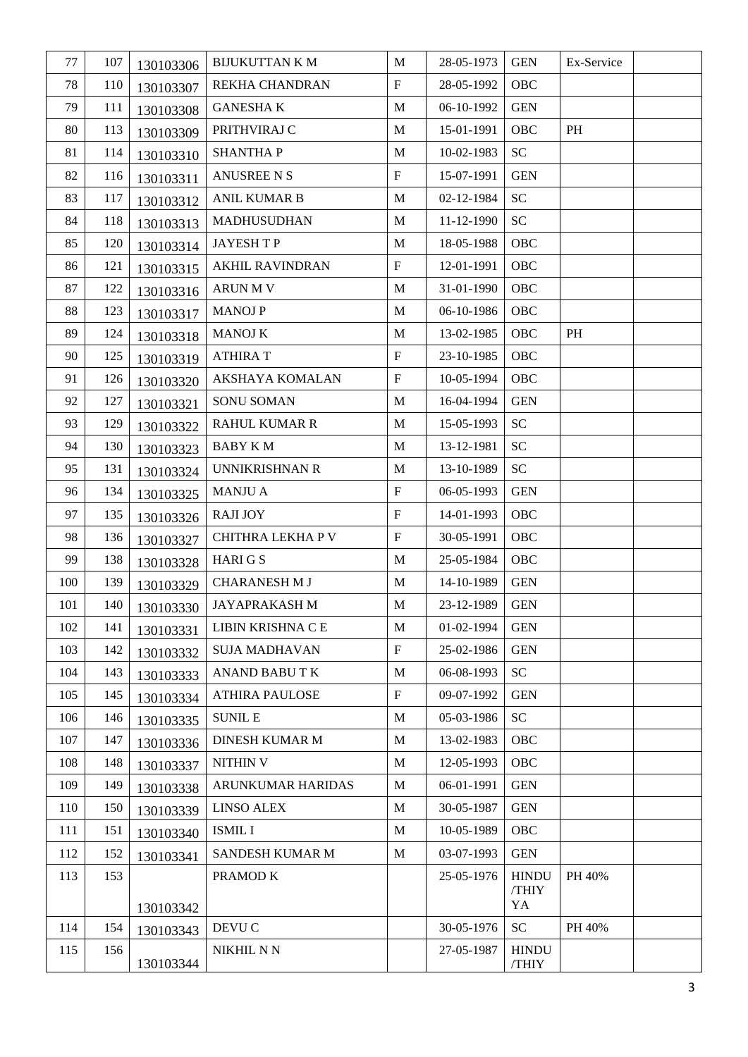| 77 | 107 | 130103306 | BIJUKUTTAN K M | M | 28-05-1973 | GEN | Ex-Service | |
|---|---|---|---|---|---|---|---|---|
| 78 | 110 | 130103307 | REKHA CHANDRAN | F | 28-05-1992 | OBC | | |
| 79 | 111 | 130103308 | GANESHA K | M | 06-10-1992 | GEN | | |
| 80 | 113 | 130103309 | PRITHVIRAJ C | M | 15-01-1991 | OBC | PH | |
| 81 | 114 | 130103310 | SHANTHA P | M | 10-02-1983 | SC | | |
| 82 | 116 | 130103311 | ANUSREE N S | F | 15-07-1991 | GEN | | |
| 83 | 117 | 130103312 | ANIL KUMAR B | M | 02-12-1984 | SC | | |
| 84 | 118 | 130103313 | MADHUSUDHAN | M | 11-12-1990 | SC | | |
| 85 | 120 | 130103314 | JAYESH T P | M | 18-05-1988 | OBC | | |
| 86 | 121 | 130103315 | AKHIL RAVINDRAN | F | 12-01-1991 | OBC | | |
| 87 | 122 | 130103316 | ARUN M V | M | 31-01-1990 | OBC | | |
| 88 | 123 | 130103317 | MANOJ P | M | 06-10-1986 | OBC | | |
| 89 | 124 | 130103318 | MANOJ K | M | 13-02-1985 | OBC | PH | |
| 90 | 125 | 130103319 | ATHIRA T | F | 23-10-1985 | OBC | | |
| 91 | 126 | 130103320 | AKSHAYA KOMALAN | F | 10-05-1994 | OBC | | |
| 92 | 127 | 130103321 | SONU SOMAN | M | 16-04-1994 | GEN | | |
| 93 | 129 | 130103322 | RAHUL KUMAR R | M | 15-05-1993 | SC | | |
| 94 | 130 | 130103323 | BABY K M | M | 13-12-1981 | SC | | |
| 95 | 131 | 130103324 | UNNIKRISHNAN R | M | 13-10-1989 | SC | | |
| 96 | 134 | 130103325 | MANJU A | F | 06-05-1993 | GEN | | |
| 97 | 135 | 130103326 | RAJI JOY | F | 14-01-1993 | OBC | | |
| 98 | 136 | 130103327 | CHITHRA LEKHA P V | F | 30-05-1991 | OBC | | |
| 99 | 138 | 130103328 | HARI G S | M | 25-05-1984 | OBC | | |
| 100 | 139 | 130103329 | CHARANESH M J | M | 14-10-1989 | GEN | | |
| 101 | 140 | 130103330 | JAYAPRAKASH M | M | 23-12-1989 | GEN | | |
| 102 | 141 | 130103331 | LIBIN KRISHNA C E | M | 01-02-1994 | GEN | | |
| 103 | 142 | 130103332 | SUJA MADHAVAN | F | 25-02-1986 | GEN | | |
| 104 | 143 | 130103333 | ANAND BABU T K | M | 06-08-1993 | SC | | |
| 105 | 145 | 130103334 | ATHIRA PAULOSE | F | 09-07-1992 | GEN | | |
| 106 | 146 | 130103335 | SUNIL E | M | 05-03-1986 | SC | | |
| 107 | 147 | 130103336 | DINESH KUMAR M | M | 13-02-1983 | OBC | | |
| 108 | 148 | 130103337 | NITHIN V | M | 12-05-1993 | OBC | | |
| 109 | 149 | 130103338 | ARUNKUMAR HARIDAS | M | 06-01-1991 | GEN | | |
| 110 | 150 | 130103339 | LINSO ALEX | M | 30-05-1987 | GEN | | |
| 111 | 151 | 130103340 | ISMIL I | M | 10-05-1989 | OBC | | |
| 112 | 152 | 130103341 | SANDESH KUMAR M | M | 03-07-1993 | GEN | | |
| 113 | 153 | 130103342 | PRAMOD K | | 25-05-1976 | HINDU /THIYYA | PH 40% | |
| 114 | 154 | 130103343 | DEVU C | | 30-05-1976 | SC | PH 40% | |
| 115 | 156 | 130103344 | NIKHIL N N | | 27-05-1987 | HINDU /THIY | | |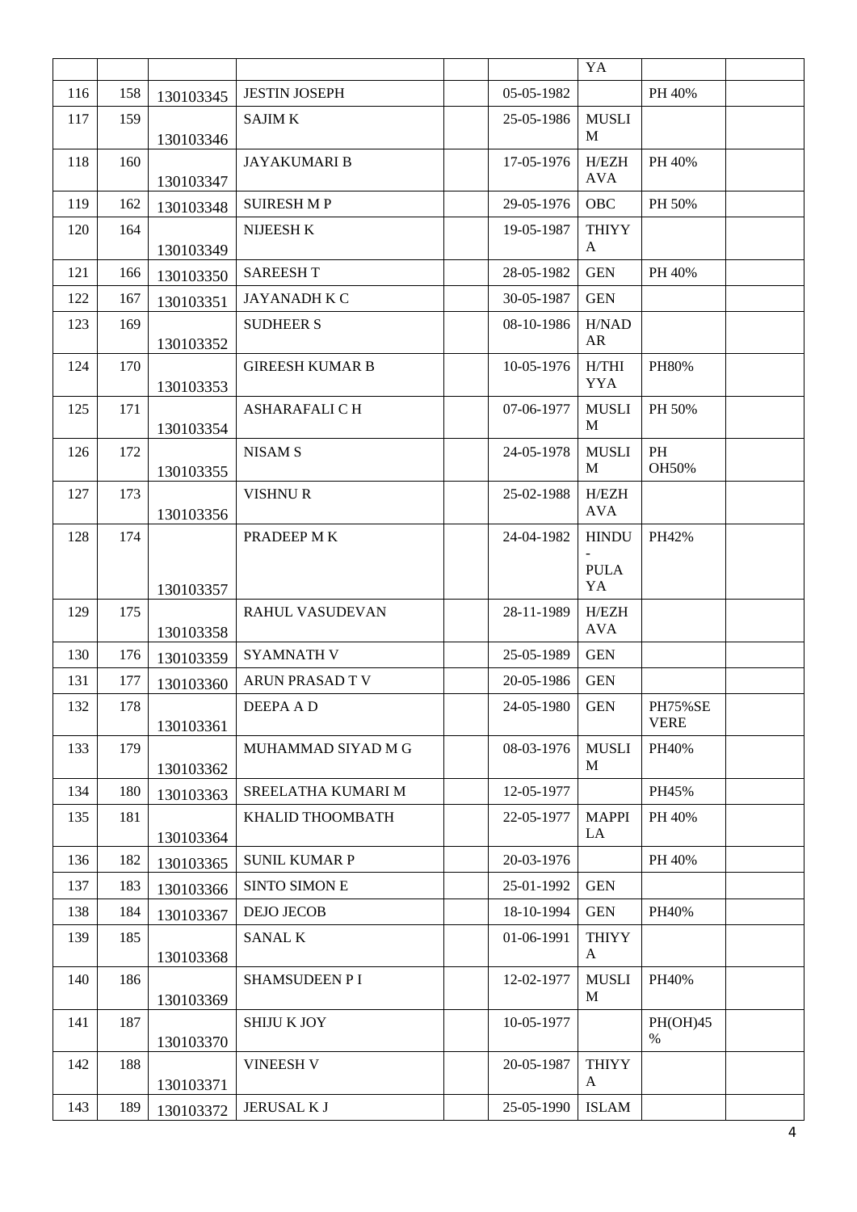| | | | | | | YA | | |
|---|---|---|---|---|---|---|---|---|
| 116 | 158 | 130103345 | JESTIN JOSEPH | | 05-05-1982 | | PH 40% | |
| 117 | 159 | 130103346 | SAJIM K | | 25-05-1986 | MUSLIM | | |
| 118 | 160 | 130103347 | JAYAKUMARI B | | 17-05-1976 | H/EZHAVA | PH 40% | |
| 119 | 162 | 130103348 | SUIRESH M P | | 29-05-1976 | OBC | PH 50% | |
| 120 | 164 | 130103349 | NIJEESH K | | 19-05-1987 | THIYYA | | |
| 121 | 166 | 130103350 | SAREESH T | | 28-05-1982 | GEN | PH 40% | |
| 122 | 167 | 130103351 | JAYANADH K C | | 30-05-1987 | GEN | | |
| 123 | 169 | 130103352 | SUDHEER S | | 08-10-1986 | H/NADAR | | |
| 124 | 170 | 130103353 | GIREESH KUMAR B | | 10-05-1976 | H/THIYYA | PH80% | |
| 125 | 171 | 130103354 | ASHARAFALI C H | | 07-06-1977 | MUSLIM | PH 50% | |
| 126 | 172 | 130103355 | NISAM S | | 24-05-1978 | MUSLIM | PH OH50% | |
| 127 | 173 | 130103356 | VISHNU R | | 25-02-1988 | H/EZHAVA | | |
| 128 | 174 | 130103357 | PRADEEP M K | | 24-04-1982 | HINDU - PULAYA | PH42% | |
| 129 | 175 | 130103358 | RAHUL VASUDEVAN | | 28-11-1989 | H/EZHAVA | | |
| 130 | 176 | 130103359 | SYAMNATH V | | 25-05-1989 | GEN | | |
| 131 | 177 | 130103360 | ARUN PRASAD T V | | 20-05-1986 | GEN | | |
| 132 | 178 | 130103361 | DEEPA A D | | 24-05-1980 | GEN | PH75%SEVERE | |
| 133 | 179 | 130103362 | MUHAMMAD SIYAD M G | | 08-03-1976 | MUSLIM | PH40% | |
| 134 | 180 | 130103363 | SREELATHA KUMARI M | | 12-05-1977 | | PH45% | |
| 135 | 181 | 130103364 | KHALID THOOMBATH | | 22-05-1977 | MAPPILA | PH 40% | |
| 136 | 182 | 130103365 | SUNIL KUMAR P | | 20-03-1976 | | PH 40% | |
| 137 | 183 | 130103366 | SINTO SIMON E | | 25-01-1992 | GEN | | |
| 138 | 184 | 130103367 | DEJO JECOB | | 18-10-1994 | GEN | PH40% | |
| 139 | 185 | 130103368 | SANAL K | | 01-06-1991 | THIYYA | | |
| 140 | 186 | 130103369 | SHAMSUDEEN P I | | 12-02-1977 | MUSLIM | PH40% | |
| 141 | 187 | 130103370 | SHIJU K JOY | | 10-05-1977 | | PH(OH)45% | |
| 142 | 188 | 130103371 | VINEESH V | | 20-05-1987 | THIYYA | | |
| 143 | 189 | 130103372 | JERUSAL K J | | 25-05-1990 | ISLAM | | |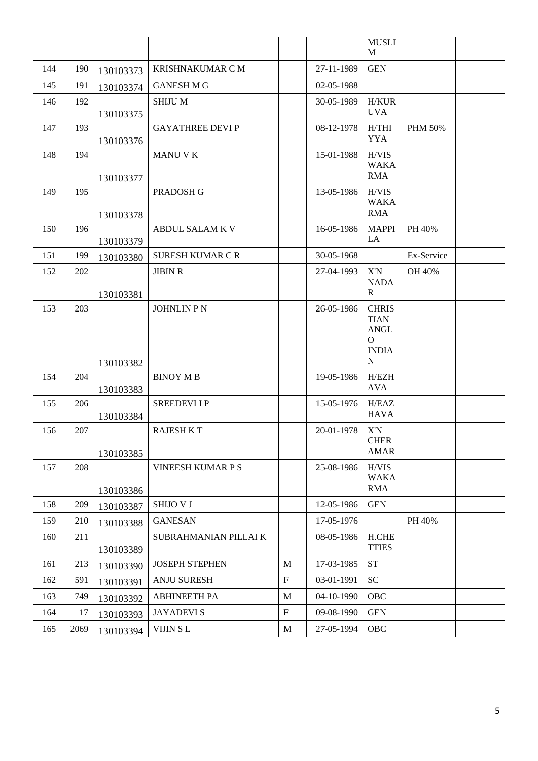| | | | | | | | | |
|---|---|---|---|---|---|---|---|---|
| | | | | | | MUSLIM | | |
| 144 | 190 | 130103373 | KRISHNAKUMAR C M | | 27-11-1989 | GEN | | |
| 145 | 191 | 130103374 | GANESH M G | | 02-05-1988 | | | |
| 146 | 192 | 130103375 | SHIJU M | | 30-05-1989 | H/KURUVA | | |
| 147 | 193 | 130103376 | GAYATHREE DEVI P | | 08-12-1978 | H/THIYYA | PHM 50% | |
| 148 | 194 | 130103377 | MANU V K | | 15-01-1988 | H/VISWAKARMA | | |
| 149 | 195 | 130103378 | PRADOSH G | | 13-05-1986 | H/VISWAKARMA | | |
| 150 | 196 | 130103379 | ABDUL SALAM K V | | 16-05-1986 | MAPPILA | PH 40% | |
| 151 | 199 | 130103380 | SURESH KUMAR C R | | 30-05-1968 | | Ex-Service | |
| 152 | 202 | 130103381 | JIBIN R | | 27-04-1993 | X'N NADAR | OH 40% | |
| 153 | 203 | 130103382 | JOHNLIN P N | | 26-05-1986 | CHRISTIAN ANGLO INDIAN | | |
| 154 | 204 | 130103383 | BINOY M B | | 19-05-1986 | H/EZHAVA | | |
| 155 | 206 | 130103384 | SREEDEVI I P | | 15-05-1976 | H/EAZHAVA | | |
| 156 | 207 | 130103385 | RAJESH K T | | 20-01-1978 | X'N CHERAMAR | | |
| 157 | 208 | 130103386 | VINEESH KUMAR P S | | 25-08-1986 | H/VISWAKARMA | | |
| 158 | 209 | 130103387 | SHIJO V J | | 12-05-1986 | GEN | | |
| 159 | 210 | 130103388 | GANESAN | | 17-05-1976 | | PH 40% | |
| 160 | 211 | 130103389 | SUBRAHMANIAN PILLAI K | | 08-05-1986 | H.CHETTIES | | |
| 161 | 213 | 130103390 | JOSEPH STEPHEN | M | 17-03-1985 | ST | | |
| 162 | 591 | 130103391 | ANJU SURESH | F | 03-01-1991 | SC | | |
| 163 | 749 | 130103392 | ABHINEETH PA | M | 04-10-1990 | OBC | | |
| 164 | 17 | 130103393 | JAYADEVI S | F | 09-08-1990 | GEN | | |
| 165 | 2069 | 130103394 | VIJIN S L | M | 27-05-1994 | OBC | | |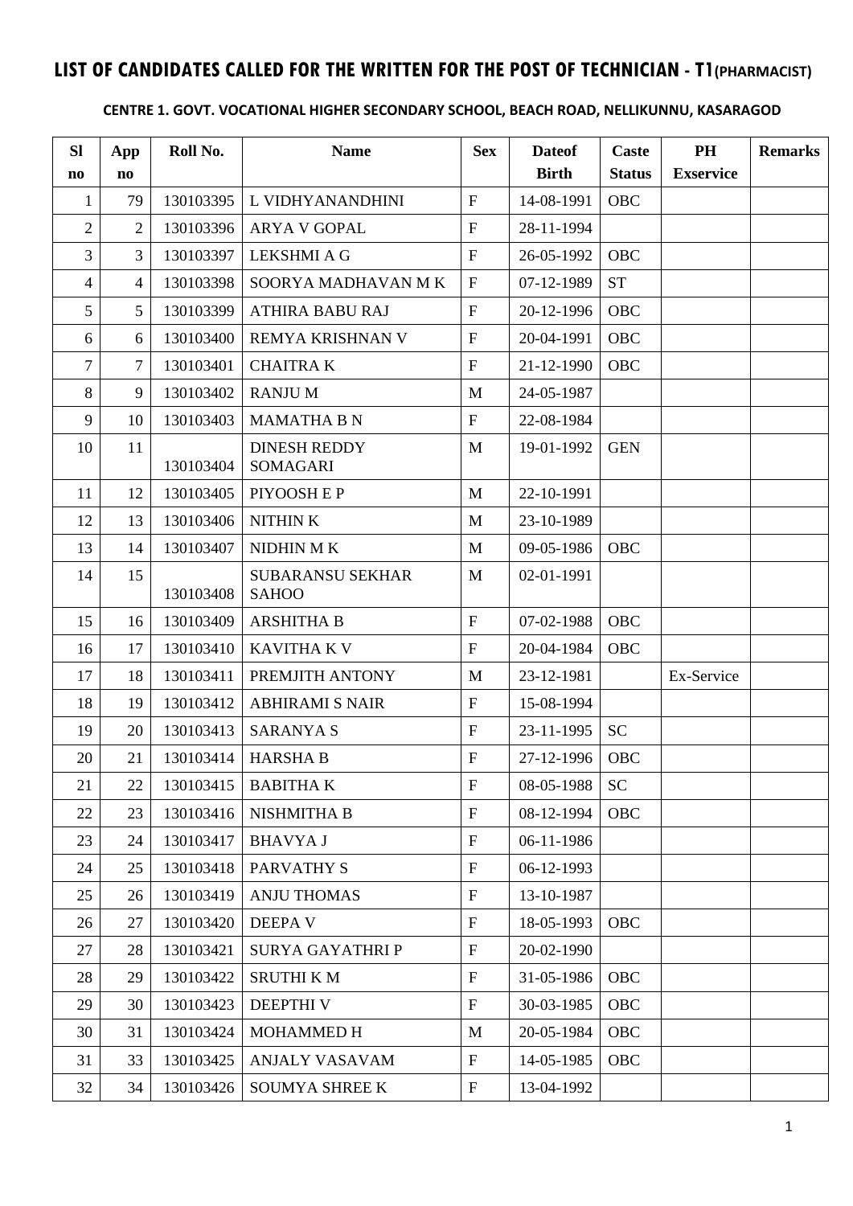# LIST OF CANDIDATES CALLED FOR THE WRITTEN FOR THE POST OF TECHNICIAN - T1(PHARMACIST)

**CENTRE 1. GOVT. VOCATIONAL HIGHER SECONDARY SCHOOL, BEACH ROAD, NELLIKUNNU, KASARAGOD**

| Sl no | App no | Roll No. | Name | Sex | Dateof Birth | Caste Status | PH Exservice | Remarks |
|---|---|---|---|---|---|---|---|---|
| 1 | 79 | 130103395 | L VIDHYANANDHINI | F | 14-08-1991 | OBC | | |
| 2 | 2 | 130103396 | ARYA V GOPAL | F | 28-11-1994 | | | |
| 3 | 3 | 130103397 | LEKSHMI A G | F | 26-05-1992 | OBC | | |
| 4 | 4 | 130103398 | SOORYA MADHAVAN M K | F | 07-12-1989 | ST | | |
| 5 | 5 | 130103399 | ATHIRA BABU RAJ | F | 20-12-1996 | OBC | | |
| 6 | 6 | 130103400 | REMYA KRISHNAN V | F | 20-04-1991 | OBC | | |
| 7 | 7 | 130103401 | CHAITRA K | F | 21-12-1990 | OBC | | |
| 8 | 9 | 130103402 | RANJU M | M | 24-05-1987 | | | |
| 9 | 10 | 130103403 | MAMATHA B N | F | 22-08-1984 | | | |
| 10 | 11 | 130103404 | DINESH REDDY SOMAGARI | M | 19-01-1992 | GEN | | |
| 11 | 12 | 130103405 | PIYOOSH E P | M | 22-10-1991 | | | |
| 12 | 13 | 130103406 | NITHIN K | M | 23-10-1989 | | | |
| 13 | 14 | 130103407 | NIDHIN M K | M | 09-05-1986 | OBC | | |
| 14 | 15 | 130103408 | SUBARANSU SEKHAR SAHOO | M | 02-01-1991 | | | |
| 15 | 16 | 130103409 | ARSHITHA B | F | 07-02-1988 | OBC | | |
| 16 | 17 | 130103410 | KAVITHA K V | F | 20-04-1984 | OBC | | |
| 17 | 18 | 130103411 | PREMJITH ANTONY | M | 23-12-1981 | | Ex-Service | |
| 18 | 19 | 130103412 | ABHIRAMI S NAIR | F | 15-08-1994 | | | |
| 19 | 20 | 130103413 | SARANYA S | F | 23-11-1995 | SC | | |
| 20 | 21 | 130103414 | HARSHA B | F | 27-12-1996 | OBC | | |
| 21 | 22 | 130103415 | BABITHA K | F | 08-05-1988 | SC | | |
| 22 | 23 | 130103416 | NISHMITHA B | F | 08-12-1994 | OBC | | |
| 23 | 24 | 130103417 | BHAVYA J | F | 06-11-1986 | | | |
| 24 | 25 | 130103418 | PARVATHY S | F | 06-12-1993 | | | |
| 25 | 26 | 130103419 | ANJU THOMAS | F | 13-10-1987 | | | |
| 26 | 27 | 130103420 | DEEPA V | F | 18-05-1993 | OBC | | |
| 27 | 28 | 130103421 | SURYA GAYATHRI P | F | 20-02-1990 | | | |
| 28 | 29 | 130103422 | SRUTHI K M | F | 31-05-1986 | OBC | | |
| 29 | 30 | 130103423 | DEEPTHI V | F | 30-03-1985 | OBC | | |
| 30 | 31 | 130103424 | MOHAMMED H | M | 20-05-1984 | OBC | | |
| 31 | 33 | 130103425 | ANJALY VASAVAM | F | 14-05-1985 | OBC | | |
| 32 | 34 | 130103426 | SOUMYA SHREE K | F | 13-04-1992 | | | |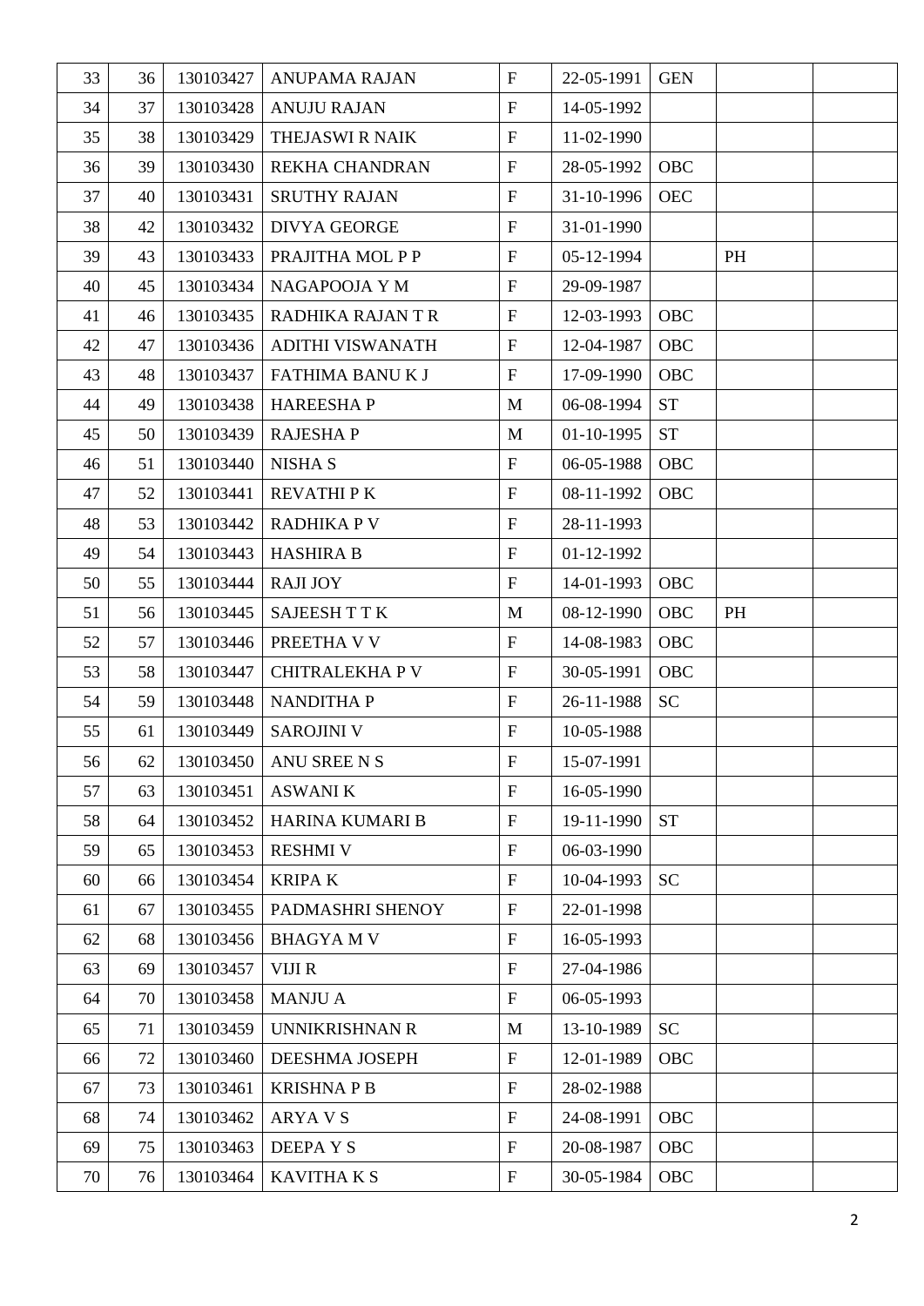| | | | | | | | | |
|---|---|---|---|---|---|---|---|---|
| 33 | 36 | 130103427 | ANUPAMA RAJAN | F | 22-05-1991 | GEN | | |
| 34 | 37 | 130103428 | ANUJU RAJAN | F | 14-05-1992 | | | |
| 35 | 38 | 130103429 | THEJASWI R NAIK | F | 11-02-1990 | | | |
| 36 | 39 | 130103430 | REKHA CHANDRAN | F | 28-05-1992 | OBC | | |
| 37 | 40 | 130103431 | SRUTHY RAJAN | F | 31-10-1996 | OEC | | |
| 38 | 42 | 130103432 | DIVYA GEORGE | F | 31-01-1990 | | | |
| 39 | 43 | 130103433 | PRAJITHA MOL P P | F | 05-12-1994 | | PH | |
| 40 | 45 | 130103434 | NAGAPOOJA Y M | F | 29-09-1987 | | | |
| 41 | 46 | 130103435 | RADHIKA RAJAN T R | F | 12-03-1993 | OBC | | |
| 42 | 47 | 130103436 | ADITHI VISWANATH | F | 12-04-1987 | OBC | | |
| 43 | 48 | 130103437 | FATHIMA BANU K J | F | 17-09-1990 | OBC | | |
| 44 | 49 | 130103438 | HAREESHA P | M | 06-08-1994 | ST | | |
| 45 | 50 | 130103439 | RAJESHA P | M | 01-10-1995 | ST | | |
| 46 | 51 | 130103440 | NISHA S | F | 06-05-1988 | OBC | | |
| 47 | 52 | 130103441 | REVATHI P K | F | 08-11-1992 | OBC | | |
| 48 | 53 | 130103442 | RADHIKA P V | F | 28-11-1993 | | | |
| 49 | 54 | 130103443 | HASHIRA B | F | 01-12-1992 | | | |
| 50 | 55 | 130103444 | RAJI JOY | F | 14-01-1993 | OBC | | |
| 51 | 56 | 130103445 | SAJEESH T T K | M | 08-12-1990 | OBC | PH | |
| 52 | 57 | 130103446 | PREETHA V V | F | 14-08-1983 | OBC | | |
| 53 | 58 | 130103447 | CHITRALEKHA P V | F | 30-05-1991 | OBC | | |
| 54 | 59 | 130103448 | NANDITHA P | F | 26-11-1988 | SC | | |
| 55 | 61 | 130103449 | SAROJINI V | F | 10-05-1988 | | | |
| 56 | 62 | 130103450 | ANU SREE N S | F | 15-07-1991 | | | |
| 57 | 63 | 130103451 | ASWANI K | F | 16-05-1990 | | | |
| 58 | 64 | 130103452 | HARINA KUMARI B | F | 19-11-1990 | ST | | |
| 59 | 65 | 130103453 | RESHMI V | F | 06-03-1990 | | | |
| 60 | 66 | 130103454 | KRIPA K | F | 10-04-1993 | SC | | |
| 61 | 67 | 130103455 | PADMASHRI SHENOY | F | 22-01-1998 | | | |
| 62 | 68 | 130103456 | BHAGYA M V | F | 16-05-1993 | | | |
| 63 | 69 | 130103457 | VIJI R | F | 27-04-1986 | | | |
| 64 | 70 | 130103458 | MANJU A | F | 06-05-1993 | | | |
| 65 | 71 | 130103459 | UNNIKRISHNAN R | M | 13-10-1989 | SC | | |
| 66 | 72 | 130103460 | DEESHMA JOSEPH | F | 12-01-1989 | OBC | | |
| 67 | 73 | 130103461 | KRISHNA P B | F | 28-02-1988 | | | |
| 68 | 74 | 130103462 | ARYA V S | F | 24-08-1991 | OBC | | |
| 69 | 75 | 130103463 | DEEPA Y S | F | 20-08-1987 | OBC | | |
| 70 | 76 | 130103464 | KAVITHA K S | F | 30-05-1984 | OBC | | |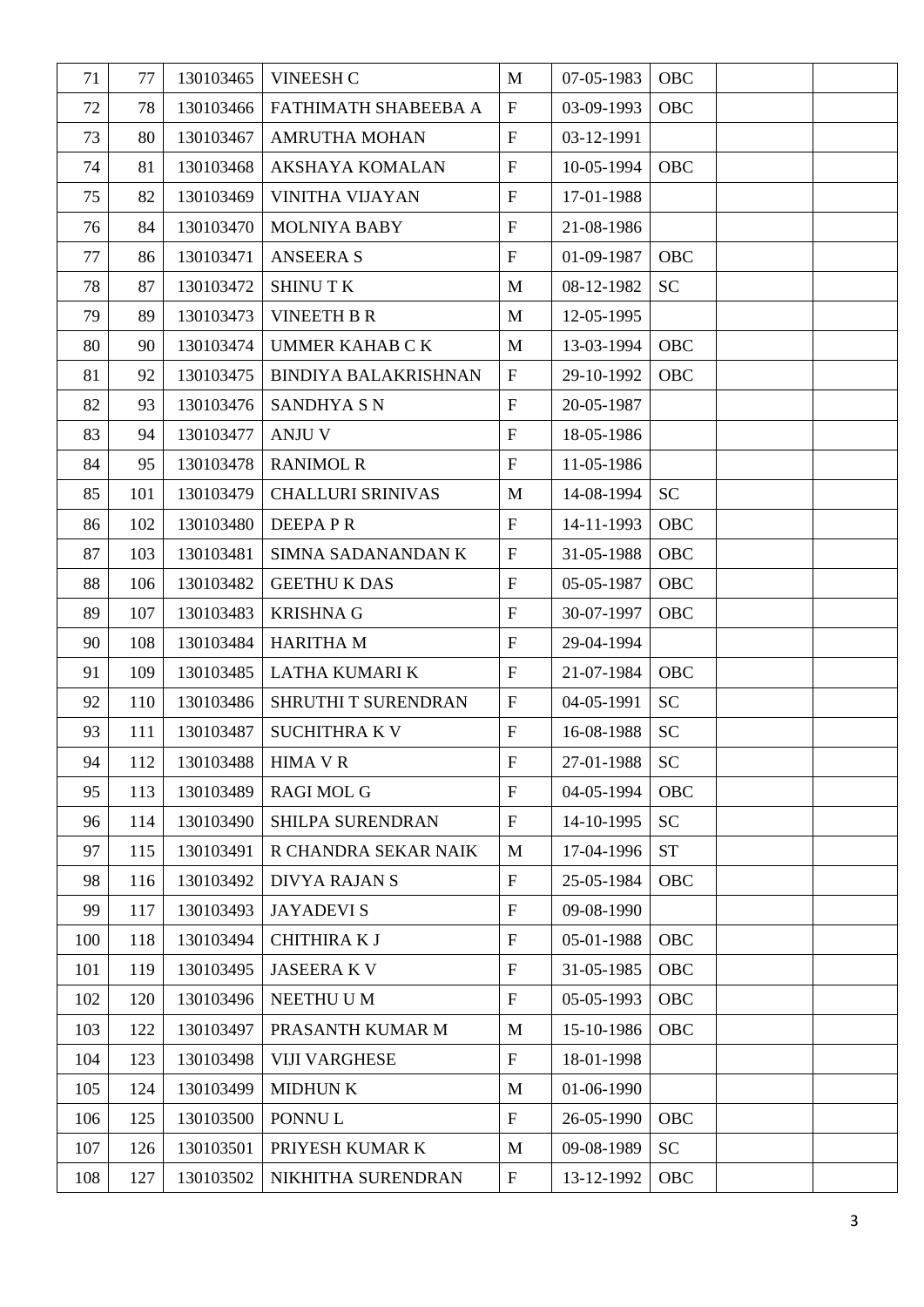| 71 | 77 | 130103465 | VINEESH C | M | 07-05-1983 | OBC | | |
|---|---|---|---|---|---|---|---|---|
| 72 | 78 | 130103466 | FATHIMATH SHABEEBA A | F | 03-09-1993 | OBC | | |
| 73 | 80 | 130103467 | AMRUTHA MOHAN | F | 03-12-1991 | | | |
| 74 | 81 | 130103468 | AKSHAYA KOMALAN | F | 10-05-1994 | OBC | | |
| 75 | 82 | 130103469 | VINITHA VIJAYAN | F | 17-01-1988 | | | |
| 76 | 84 | 130103470 | MOLNIYA BABY | F | 21-08-1986 | | | |
| 77 | 86 | 130103471 | ANSEERA S | F | 01-09-1987 | OBC | | |
| 78 | 87 | 130103472 | SHINU T K | M | 08-12-1982 | SC | | |
| 79 | 89 | 130103473 | VINEETH B R | M | 12-05-1995 | | | |
| 80 | 90 | 130103474 | UMMER KAHAB C K | M | 13-03-1994 | OBC | | |
| 81 | 92 | 130103475 | BINDIYA BALAKRISHNAN | F | 29-10-1992 | OBC | | |
| 82 | 93 | 130103476 | SANDHYA S N | F | 20-05-1987 | | | |
| 83 | 94 | 130103477 | ANJU V | F | 18-05-1986 | | | |
| 84 | 95 | 130103478 | RANIMOL R | F | 11-05-1986 | | | |
| 85 | 101 | 130103479 | CHALLURI SRINIVAS | M | 14-08-1994 | SC | | |
| 86 | 102 | 130103480 | DEEPA P R | F | 14-11-1993 | OBC | | |
| 87 | 103 | 130103481 | SIMNA SADANANDAN K | F | 31-05-1988 | OBC | | |
| 88 | 106 | 130103482 | GEETHU K DAS | F | 05-05-1987 | OBC | | |
| 89 | 107 | 130103483 | KRISHNA G | F | 30-07-1997 | OBC | | |
| 90 | 108 | 130103484 | HARITHA M | F | 29-04-1994 | | | |
| 91 | 109 | 130103485 | LATHA KUMARI K | F | 21-07-1984 | OBC | | |
| 92 | 110 | 130103486 | SHRUTHI T SURENDRAN | F | 04-05-1991 | SC | | |
| 93 | 111 | 130103487 | SUCHITHRA K V | F | 16-08-1988 | SC | | |
| 94 | 112 | 130103488 | HIMA V R | F | 27-01-1988 | SC | | |
| 95 | 113 | 130103489 | RAGI MOL G | F | 04-05-1994 | OBC | | |
| 96 | 114 | 130103490 | SHILPA SURENDRAN | F | 14-10-1995 | SC | | |
| 97 | 115 | 130103491 | R CHANDRA SEKAR NAIK | M | 17-04-1996 | ST | | |
| 98 | 116 | 130103492 | DIVYA RAJAN S | F | 25-05-1984 | OBC | | |
| 99 | 117 | 130103493 | JAYADEVI S | F | 09-08-1990 | | | |
| 100 | 118 | 130103494 | CHITHIRA K J | F | 05-01-1988 | OBC | | |
| 101 | 119 | 130103495 | JASEERA K V | F | 31-05-1985 | OBC | | |
| 102 | 120 | 130103496 | NEETHU U M | F | 05-05-1993 | OBC | | |
| 103 | 122 | 130103497 | PRASANTH KUMAR M | M | 15-10-1986 | OBC | | |
| 104 | 123 | 130103498 | VIJI VARGHESE | F | 18-01-1998 | | | |
| 105 | 124 | 130103499 | MIDHUN K | M | 01-06-1990 | | | |
| 106 | 125 | 130103500 | PONNU L | F | 26-05-1990 | OBC | | |
| 107 | 126 | 130103501 | PRIYESH KUMAR K | M | 09-08-1989 | SC | | |
| 108 | 127 | 130103502 | NIKHITHA SURENDRAN | F | 13-12-1992 | OBC | | |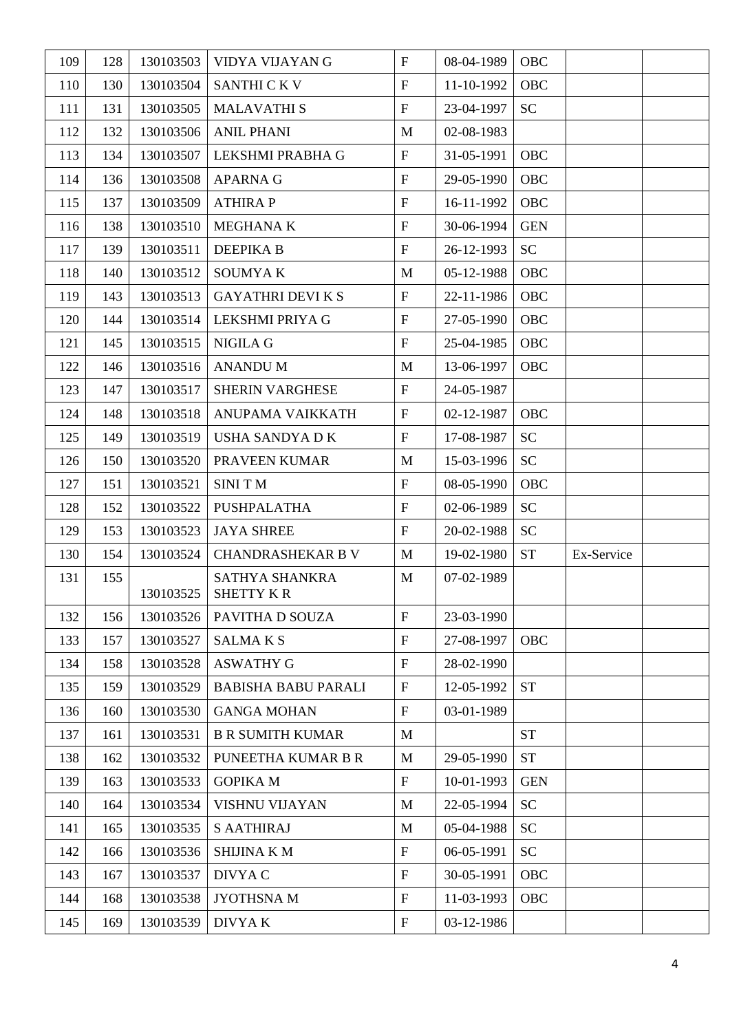| 109 | 128 | 130103503 | VIDYA VIJAYAN G | F | 08-04-1989 | OBC | | |
|---|---|---|---|---|---|---|---|---|
| 110 | 130 | 130103504 | SANTHI C K V | F | 11-10-1992 | OBC | | |
| 111 | 131 | 130103505 | MALAVATHI S | F | 23-04-1997 | SC | | |
| 112 | 132 | 130103506 | ANIL PHANI | M | 02-08-1983 | | | |
| 113 | 134 | 130103507 | LEKSHMI PRABHA G | F | 31-05-1991 | OBC | | |
| 114 | 136 | 130103508 | APARNA G | F | 29-05-1990 | OBC | | |
| 115 | 137 | 130103509 | ATHIRA P | F | 16-11-1992 | OBC | | |
| 116 | 138 | 130103510 | MEGHANA K | F | 30-06-1994 | GEN | | |
| 117 | 139 | 130103511 | DEEPIKA B | F | 26-12-1993 | SC | | |
| 118 | 140 | 130103512 | SOUMYA K | M | 05-12-1988 | OBC | | |
| 119 | 143 | 130103513 | GAYATHRI DEVI K S | F | 22-11-1986 | OBC | | |
| 120 | 144 | 130103514 | LEKSHMI PRIYA G | F | 27-05-1990 | OBC | | |
| 121 | 145 | 130103515 | NIGILA G | F | 25-04-1985 | OBC | | |
| 122 | 146 | 130103516 | ANANDU M | M | 13-06-1997 | OBC | | |
| 123 | 147 | 130103517 | SHERIN VARGHESE | F | 24-05-1987 | | | |
| 124 | 148 | 130103518 | ANUPAMA VAIKKATH | F | 02-12-1987 | OBC | | |
| 125 | 149 | 130103519 | USHA SANDYA D K | F | 17-08-1987 | SC | | |
| 126 | 150 | 130103520 | PRAVEEN KUMAR | M | 15-03-1996 | SC | | |
| 127 | 151 | 130103521 | SINI T M | F | 08-05-1990 | OBC | | |
| 128 | 152 | 130103522 | PUSHPALATHA | F | 02-06-1989 | SC | | |
| 129 | 153 | 130103523 | JAYA SHREE | F | 20-02-1988 | SC | | |
| 130 | 154 | 130103524 | CHANDRASHEKAR B V | M | 19-02-1980 | ST | Ex-Service | |
| 131 | 155 | 130103525 | SATHYA SHANKRA SHETTY K R | M | 07-02-1989 | | | |
| 132 | 156 | 130103526 | PAVITHA D SOUZA | F | 23-03-1990 | | | |
| 133 | 157 | 130103527 | SALMA K S | F | 27-08-1997 | OBC | | |
| 134 | 158 | 130103528 | ASWATHY G | F | 28-02-1990 | | | |
| 135 | 159 | 130103529 | BABISHA BABU PARALI | F | 12-05-1992 | ST | | |
| 136 | 160 | 130103530 | GANGA MOHAN | F | 03-01-1989 | | | |
| 137 | 161 | 130103531 | B R SUMITH KUMAR | M | | ST | | |
| 138 | 162 | 130103532 | PUNEETHA KUMAR B R | M | 29-05-1990 | ST | | |
| 139 | 163 | 130103533 | GOPIKA M | F | 10-01-1993 | GEN | | |
| 140 | 164 | 130103534 | VISHNU VIJAYAN | M | 22-05-1994 | SC | | |
| 141 | 165 | 130103535 | S AATHIRAJ | M | 05-04-1988 | SC | | |
| 142 | 166 | 130103536 | SHIJINA K M | F | 06-05-1991 | SC | | |
| 143 | 167 | 130103537 | DIVYA C | F | 30-05-1991 | OBC | | |
| 144 | 168 | 130103538 | JYOTHSNA M | F | 11-03-1993 | OBC | | |
| 145 | 169 | 130103539 | DIVYA K | F | 03-12-1986 | | | |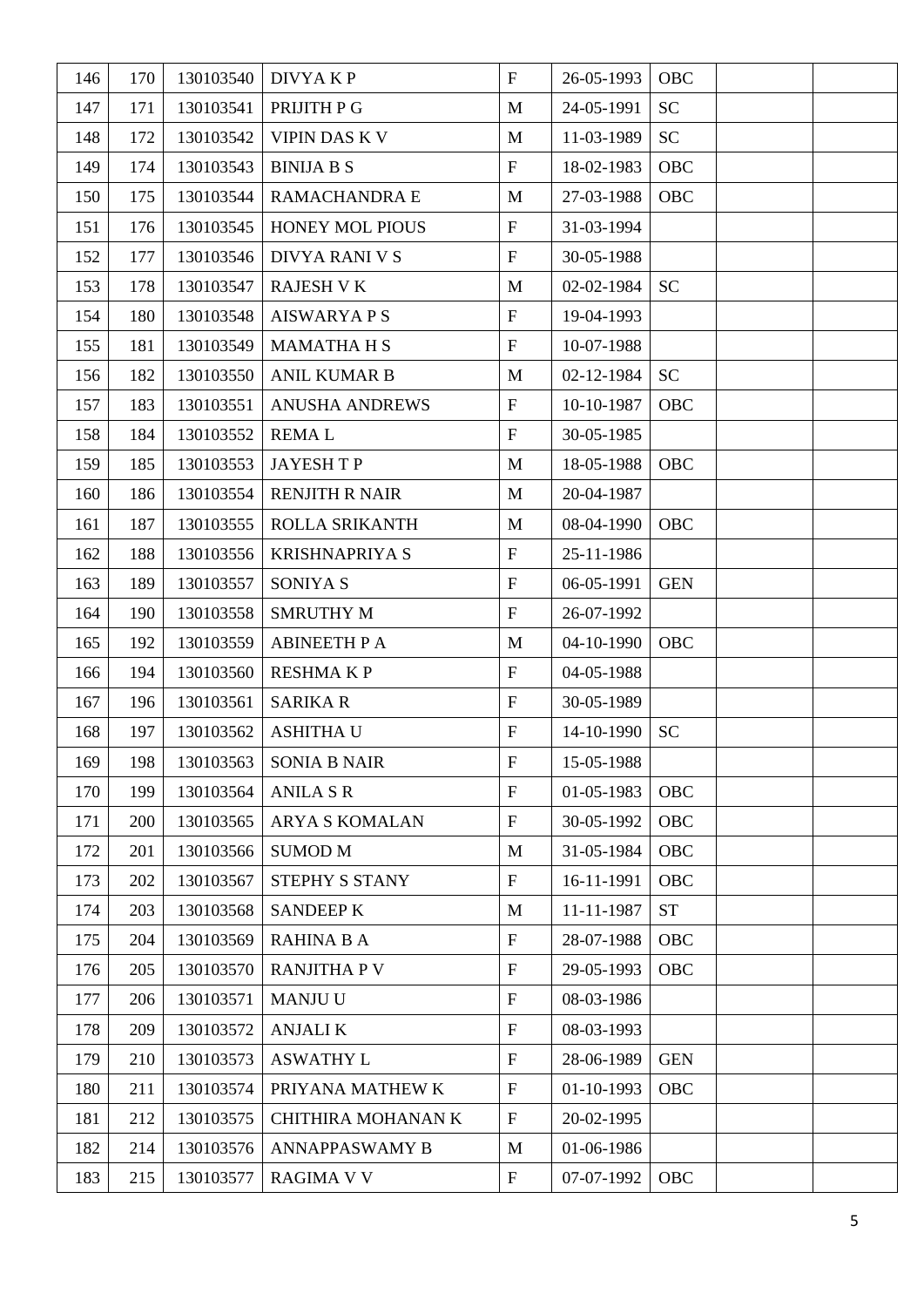| | | | | | | | | |
|---|---|---|---|---|---|---|---|---|
| 146 | 170 | 130103540 | DIVYA K P | F | 26-05-1993 | OBC | | |
| 147 | 171 | 130103541 | PRIJITH P G | M | 24-05-1991 | SC | | |
| 148 | 172 | 130103542 | VIPIN DAS K V | M | 11-03-1989 | SC | | |
| 149 | 174 | 130103543 | BINIJA B S | F | 18-02-1983 | OBC | | |
| 150 | 175 | 130103544 | RAMACHANDRA E | M | 27-03-1988 | OBC | | |
| 151 | 176 | 130103545 | HONEY MOL PIOUS | F | 31-03-1994 | | | |
| 152 | 177 | 130103546 | DIVYA RANI V S | F | 30-05-1988 | | | |
| 153 | 178 | 130103547 | RAJESH V K | M | 02-02-1984 | SC | | |
| 154 | 180 | 130103548 | AISWARYA P S | F | 19-04-1993 | | | |
| 155 | 181 | 130103549 | MAMATHA H S | F | 10-07-1988 | | | |
| 156 | 182 | 130103550 | ANIL KUMAR B | M | 02-12-1984 | SC | | |
| 157 | 183 | 130103551 | ANUSHA ANDREWS | F | 10-10-1987 | OBC | | |
| 158 | 184 | 130103552 | REMA L | F | 30-05-1985 | | | |
| 159 | 185 | 130103553 | JAYESH T P | M | 18-05-1988 | OBC | | |
| 160 | 186 | 130103554 | RENJITH R NAIR | M | 20-04-1987 | | | |
| 161 | 187 | 130103555 | ROLLA SRIKANTH | M | 08-04-1990 | OBC | | |
| 162 | 188 | 130103556 | KRISHNAPRIYA S | F | 25-11-1986 | | | |
| 163 | 189 | 130103557 | SONIYA S | F | 06-05-1991 | GEN | | |
| 164 | 190 | 130103558 | SMRUTHY M | F | 26-07-1992 | | | |
| 165 | 192 | 130103559 | ABINEETH P A | M | 04-10-1990 | OBC | | |
| 166 | 194 | 130103560 | RESHMA K P | F | 04-05-1988 | | | |
| 167 | 196 | 130103561 | SARIKA R | F | 30-05-1989 | | | |
| 168 | 197 | 130103562 | ASHITHA U | F | 14-10-1990 | SC | | |
| 169 | 198 | 130103563 | SONIA B NAIR | F | 15-05-1988 | | | |
| 170 | 199 | 130103564 | ANILA S R | F | 01-05-1983 | OBC | | |
| 171 | 200 | 130103565 | ARYA S KOMALAN | F | 30-05-1992 | OBC | | |
| 172 | 201 | 130103566 | SUMOD M | M | 31-05-1984 | OBC | | |
| 173 | 202 | 130103567 | STEPHY S STANY | F | 16-11-1991 | OBC | | |
| 174 | 203 | 130103568 | SANDEEP K | M | 11-11-1987 | ST | | |
| 175 | 204 | 130103569 | RAHINA B A | F | 28-07-1988 | OBC | | |
| 176 | 205 | 130103570 | RANJITHA P V | F | 29-05-1993 | OBC | | |
| 177 | 206 | 130103571 | MANJU U | F | 08-03-1986 | | | |
| 178 | 209 | 130103572 | ANJALI K | F | 08-03-1993 | | | |
| 179 | 210 | 130103573 | ASWATHY L | F | 28-06-1989 | GEN | | |
| 180 | 211 | 130103574 | PRIYANA MATHEW K | F | 01-10-1993 | OBC | | |
| 181 | 212 | 130103575 | CHITHIRA MOHANAN K | F | 20-02-1995 | | | |
| 182 | 214 | 130103576 | ANNAPPASWAMY B | M | 01-06-1986 | | | |
| 183 | 215 | 130103577 | RAGIMA V V | F | 07-07-1992 | OBC | | |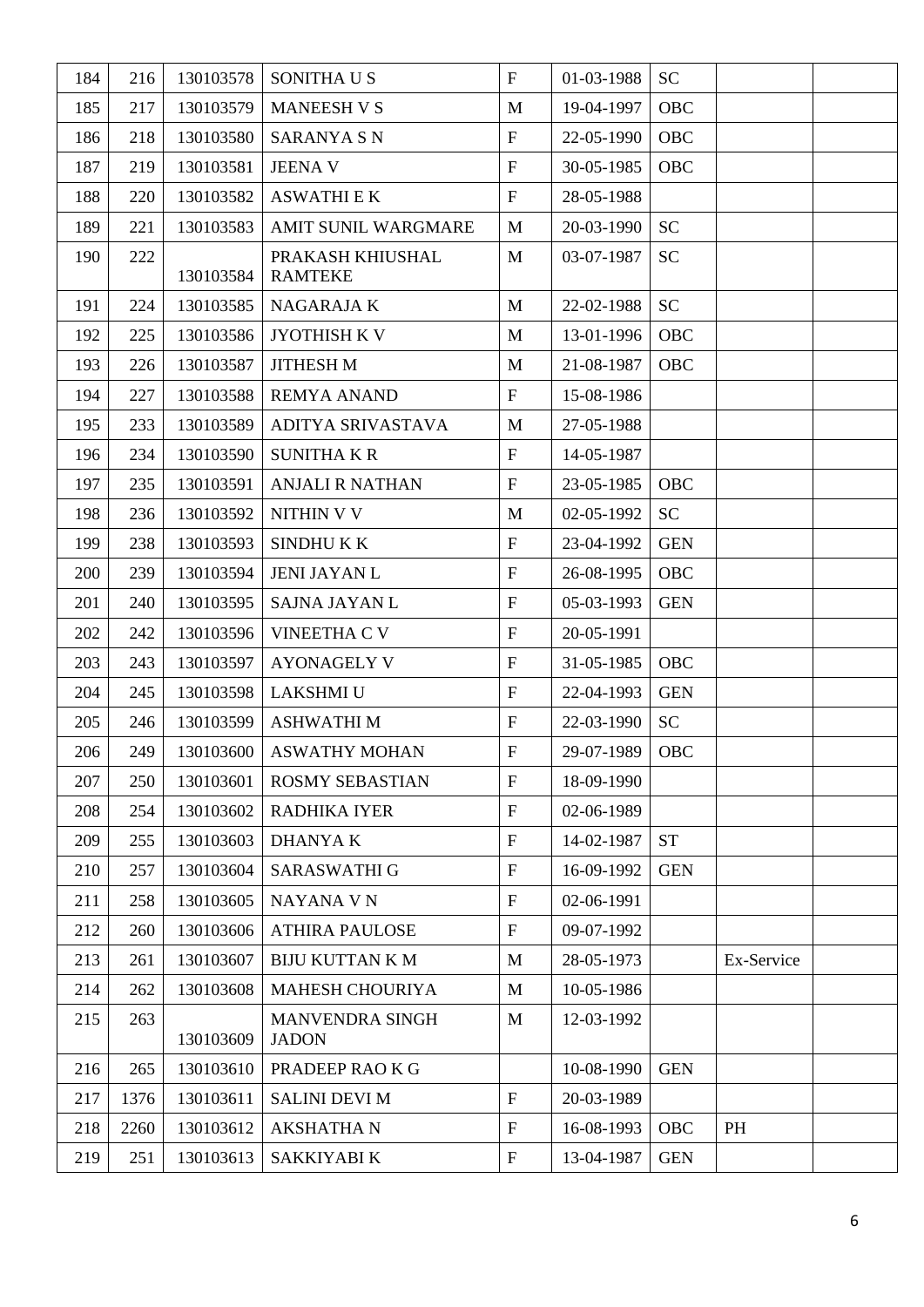| | | | | | | | | |
|---|---|---|---|---|---|---|---|---|
| 184 | 216 | 130103578 | SONITHA U S | F | 01-03-1988 | SC | | |
| 185 | 217 | 130103579 | MANEESH V S | M | 19-04-1997 | OBC | | |
| 186 | 218 | 130103580 | SARANYA S N | F | 22-05-1990 | OBC | | |
| 187 | 219 | 130103581 | JEENA V | F | 30-05-1985 | OBC | | |
| 188 | 220 | 130103582 | ASWATHI E K | F | 28-05-1988 | | | |
| 189 | 221 | 130103583 | AMIT SUNIL WARGMARE | M | 20-03-1990 | SC | | |
| 190 | 222 | 130103584 | PRAKASH KHIUSHAL RAMTEKE | M | 03-07-1987 | SC | | |
| 191 | 224 | 130103585 | NAGARAJA K | M | 22-02-1988 | SC | | |
| 192 | 225 | 130103586 | JYOTHISH K V | M | 13-01-1996 | OBC | | |
| 193 | 226 | 130103587 | JITHESH M | M | 21-08-1987 | OBC | | |
| 194 | 227 | 130103588 | REMYA ANAND | F | 15-08-1986 | | | |
| 195 | 233 | 130103589 | ADITYA SRIVASTAVA | M | 27-05-1988 | | | |
| 196 | 234 | 130103590 | SUNITHA K R | F | 14-05-1987 | | | |
| 197 | 235 | 130103591 | ANJALI R NATHAN | F | 23-05-1985 | OBC | | |
| 198 | 236 | 130103592 | NITHIN V V | M | 02-05-1992 | SC | | |
| 199 | 238 | 130103593 | SINDHU K K | F | 23-04-1992 | GEN | | |
| 200 | 239 | 130103594 | JENI JAYAN L | F | 26-08-1995 | OBC | | |
| 201 | 240 | 130103595 | SAJNA JAYAN L | F | 05-03-1993 | GEN | | |
| 202 | 242 | 130103596 | VINEETHA C V | F | 20-05-1991 | | | |
| 203 | 243 | 130103597 | AYONAGELY V | F | 31-05-1985 | OBC | | |
| 204 | 245 | 130103598 | LAKSHMI U | F | 22-04-1993 | GEN | | |
| 205 | 246 | 130103599 | ASHWATHI M | F | 22-03-1990 | SC | | |
| 206 | 249 | 130103600 | ASWATHY MOHAN | F | 29-07-1989 | OBC | | |
| 207 | 250 | 130103601 | ROSMY SEBASTIAN | F | 18-09-1990 | | | |
| 208 | 254 | 130103602 | RADHIKA IYER | F | 02-06-1989 | | | |
| 209 | 255 | 130103603 | DHANYA K | F | 14-02-1987 | ST | | |
| 210 | 257 | 130103604 | SARASWATHI G | F | 16-09-1992 | GEN | | |
| 211 | 258 | 130103605 | NAYANA V N | F | 02-06-1991 | | | |
| 212 | 260 | 130103606 | ATHIRA PAULOSE | F | 09-07-1992 | | | |
| 213 | 261 | 130103607 | BIJU KUTTAN K M | M | 28-05-1973 | | Ex-Service | |
| 214 | 262 | 130103608 | MAHESH CHOURIYA | M | 10-05-1986 | | | |
| 215 | 263 | 130103609 | MANVENDRA SINGH JADON | M | 12-03-1992 | | | |
| 216 | 265 | 130103610 | PRADEEP RAO K G | | 10-08-1990 | GEN | | |
| 217 | 1376 | 130103611 | SALINI DEVI M | F | 20-03-1989 | | | |
| 218 | 2260 | 130103612 | AKSHATHA N | F | 16-08-1993 | OBC | PH | |
| 219 | 251 | 130103613 | SAKKIYABI K | F | 13-04-1987 | GEN | | |